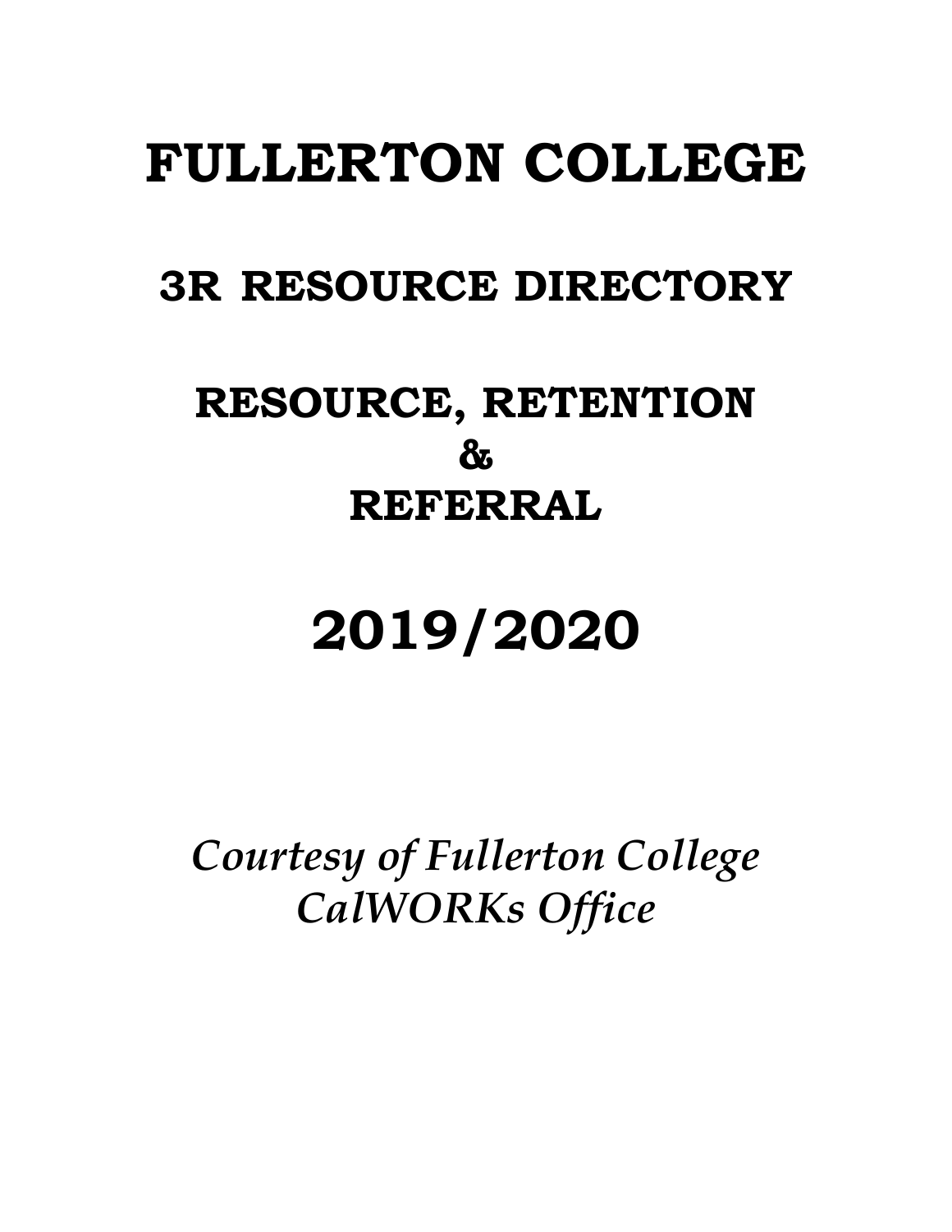# FULLERTON COLLEGE

## 3R RESOURCE DIRECTORY

## RESOURCE, RETENTION & REFERRAL

# 2019/2020

*Courtesy of Fullerton College CalWORKs Office*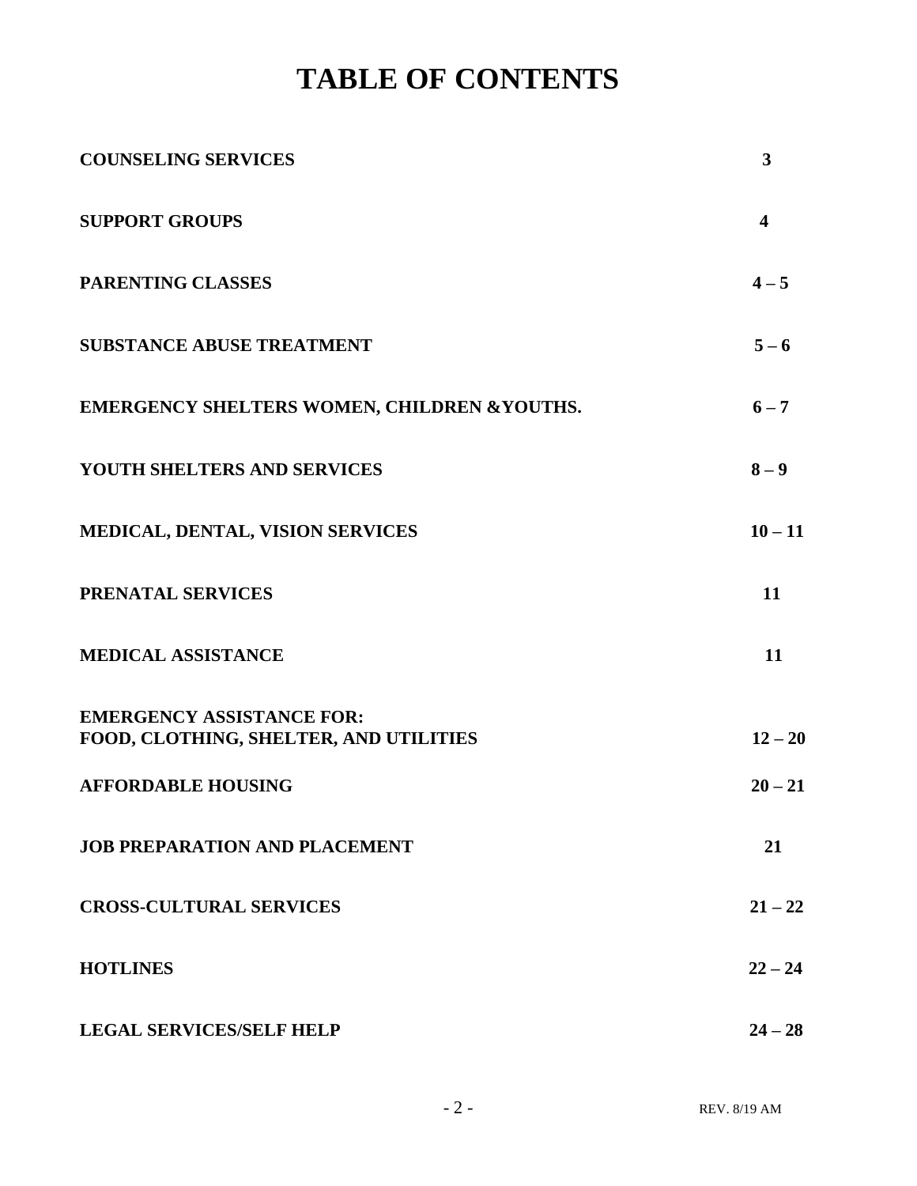# TABLE OF CONTENTS

| | |
|---|---|
| **COUNSELING SERVICES** | **3** |
| **SUPPORT GROUPS** | **4** |
| **PARENTING CLASSES** | **4 – 5** |
| **SUBSTANCE ABUSE TREATMENT** | **5 – 6** |
| **EMERGENCY SHELTERS WOMEN, CHILDREN &YOUTHS.** | **6 – 7** |
| **YOUTH SHELTERS AND SERVICES** | **8 – 9** |
| **MEDICAL, DENTAL, VISION SERVICES** | **10 – 11** |
| **PRENATAL SERVICES** | **11** |
| **MEDICAL ASSISTANCE** | **11** |
| **EMERGENCY ASSISTANCE FOR: FOOD, CLOTHING, SHELTER, AND UTILITIES** | **12 – 20** |
| **AFFORDABLE HOUSING** | **20 – 21** |
| **JOB PREPARATION AND PLACEMENT** | **21** |
| **CROSS-CULTURAL SERVICES** | **21 – 22** |
| **HOTLINES** | **22 – 24** |
| **LEGAL SERVICES/SELF HELP** | **24 – 28** |

REV. 8/19 AM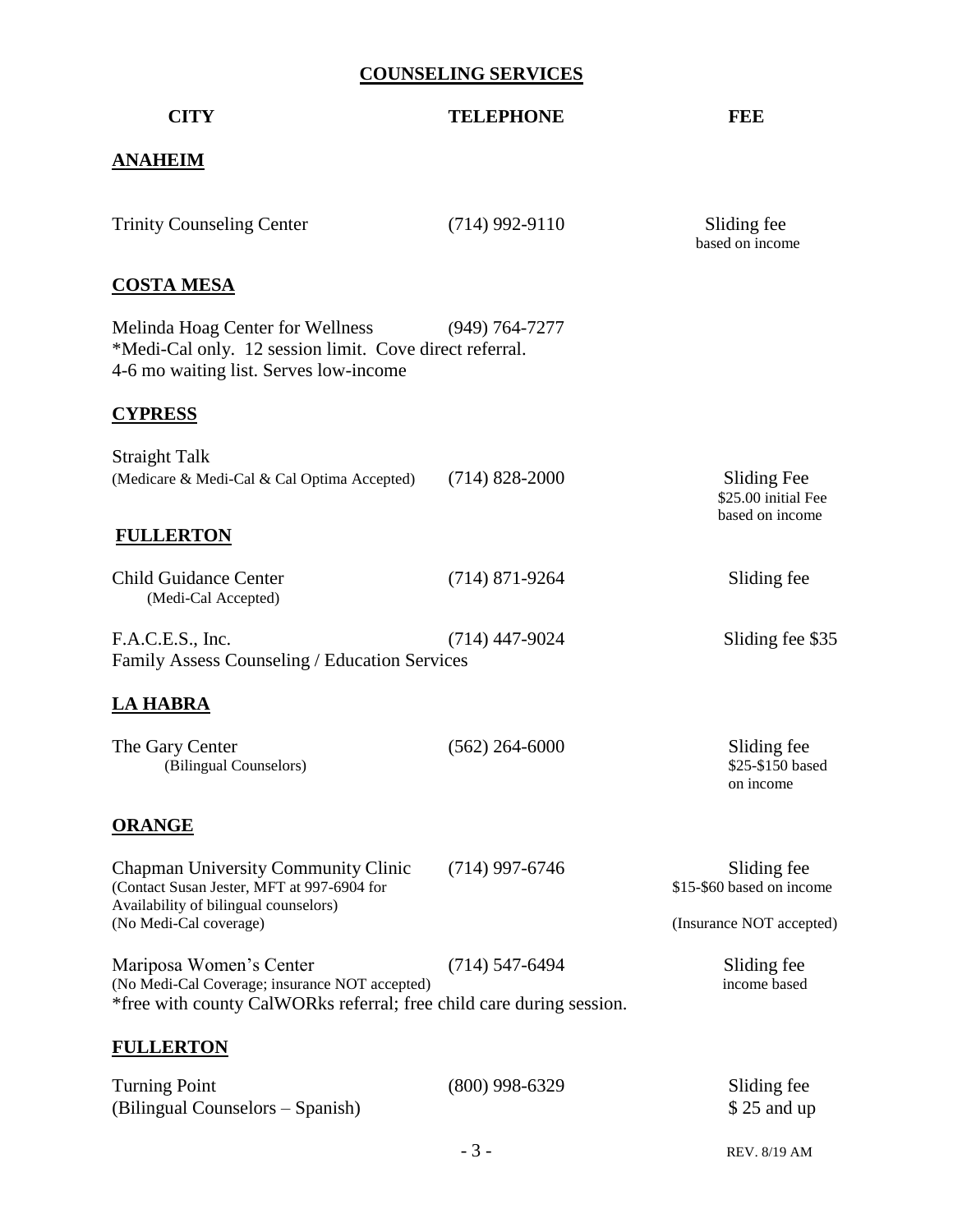## COUNSELING SERVICES

| CITY | TELEPHONE | FEE |
|---|---|---|
| **ANAHEIM** | | |
| Trinity Counseling Center | (714) 992-9110 | Sliding fee based on income |
| **COSTA MESA** | | |
| Melinda Hoag Center for Wellness *Medi-Cal only. 12 session limit. Cove direct referral. 4-6 mo waiting list. Serves low-income | (949) 764-7277 | |
| **CYPRESS** | | |
| Straight Talk (Medicare & Medi-Cal & Cal Optima Accepted) | (714) 828-2000 | Sliding Fee \$25.00 initial Fee based on income |
| **FULLERTON** | | |
| Child Guidance Center (Medi-Cal Accepted) | (714) 871-9264 | Sliding fee |
| F.A.C.E.S., Inc. Family Assess Counseling / Education Services | (714) 447-9024 | Sliding fee \$35 |
| **LA HABRA** | | |
| The Gary Center (Bilingual Counselors) | (562) 264-6000 | Sliding fee \$25-\$150 based on income |
| **ORANGE** | | |
| Chapman University Community Clinic (Contact Susan Jester, MFT at 997-6904 for Availability of bilingual counselors) (No Medi-Cal coverage) | (714) 997-6746 | Sliding fee \$15-\$60 based on income (Insurance NOT accepted) |
| Mariposa Women's Center (No Medi-Cal Coverage; insurance NOT accepted) *free with county CalWORKs referral; free child care during session. | (714) 547-6494 | Sliding fee income based |
| **FULLERTON** | | |
| Turning Point (Bilingual Counselors – Spanish) | (800) 998-6329 | Sliding fee \$ 25 and up |

REV. 8/19 AM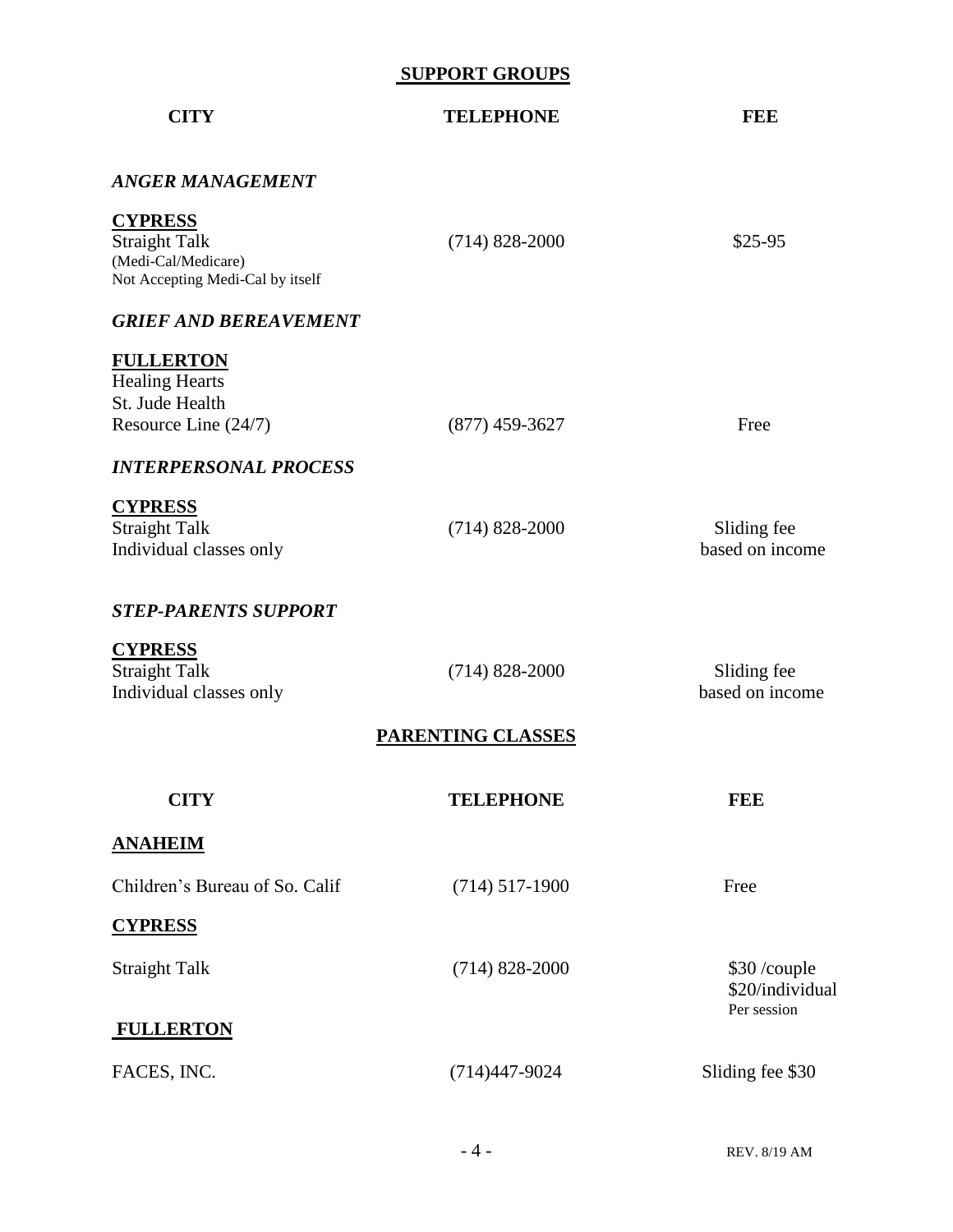## SUPPORT GROUPS

| CITY | TELEPHONE | FEE |
|---|---|---|
| ***ANGER MANAGEMENT*** | | |
| **CYPRESS** | | |
| Straight Talk<br>(Medi-Cal/Medicare)<br>Not Accepting Medi-Cal by itself | (714) 828-2000 | $25-95 |
| ***GRIEF AND BEREAVEMENT*** | | |
| **FULLERTON** | | |
| Healing Hearts<br>St. Jude Health<br>Resource Line (24/7) | (877) 459-3627 | Free |
| ***INTERPERSONAL PROCESS*** | | |
| **CYPRESS** | | |
| Straight Talk<br>Individual classes only | (714) 828-2000 | Sliding fee based on income |
| ***STEP-PARENTS SUPPORT*** | | |
| **CYPRESS** | | |
| Straight Talk<br>Individual classes only | (714) 828-2000 | Sliding fee based on income |

## PARENTING CLASSES

| CITY | TELEPHONE | FEE |
|---|---|---|
| **ANAHEIM** | | |
| Children's Bureau of So. Calif | (714) 517-1900 | Free |
| **CYPRESS** | | |
| Straight Talk | (714) 828-2000 | $30 /couple<br>$20/individual<br>Per session |
| **FULLERTON** | | |
| FACES, INC. | (714)447-9024 | Sliding fee $30 |

REV. 8/19 AM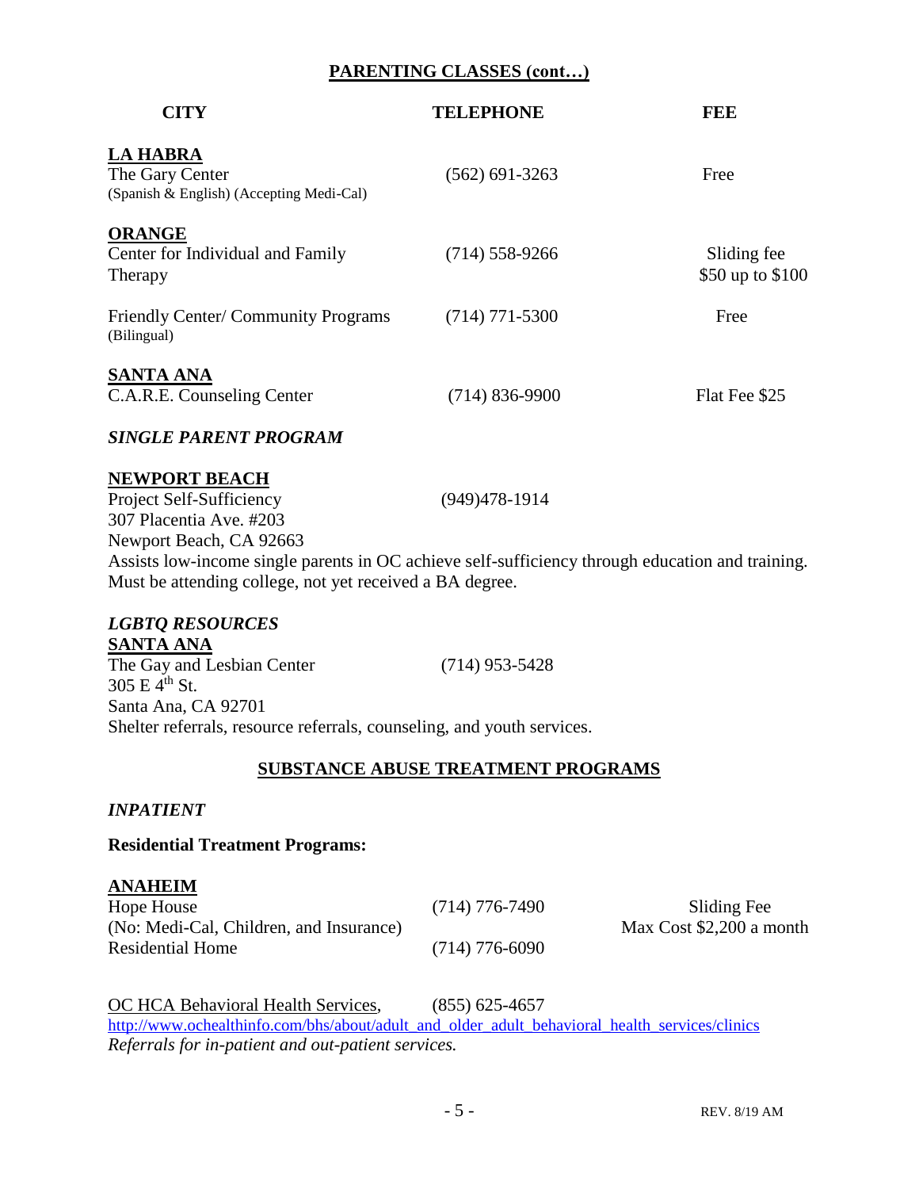## PARENTING CLASSES (cont…)

| CITY | TELEPHONE | FEE |
|---|---|---|
| **LA HABRA** | | |
| The Gary Center (Spanish & English) (Accepting Medi-Cal) | (562) 691-3263 | Free |
| **ORANGE** | | |
| Center for Individual and Family Therapy | (714) 558-9266 | Sliding fee $50 up to $100 |
| Friendly Center/ Community Programs (Bilingual) | (714) 771-5300 | Free |
| **SANTA ANA** | | |
| C.A.R.E. Counseling Center | (714) 836-9900 | Flat Fee $25 |

### *SINGLE PARENT PROGRAM*

**NEWPORT BEACH**

Project Self-Sufficiency (949)478-1914
307 Placentia Ave. #203
Newport Beach, CA 92663
Assists low-income single parents in OC achieve self-sufficiency through education and training. Must be attending college, not yet received a BA degree.

### *LGBTQ RESOURCES*

**SANTA ANA**

The Gay and Lesbian Center (714) 953-5428
305 E 4th St.
Santa Ana, CA 92701
Shelter referrals, resource referrals, counseling, and youth services.

## SUBSTANCE ABUSE TREATMENT PROGRAMS

### *INPATIENT*

**Residential Treatment Programs:**

| | | |
|---|---|---|
| **ANAHEIM** | | |
| Hope House (No: Medi-Cal, Children, and Insurance) | (714) 776-7490 | Sliding Fee Max Cost $2,200 a month |
| Residential Home | (714) 776-6090 | |

OC HCA Behavioral Health Services, (855) 625-4657
http://www.ochealthinfo.com/bhs/about/adult_and_older_adult_behavioral_health_services/clinics
*Referrals for in-patient and out-patient services.*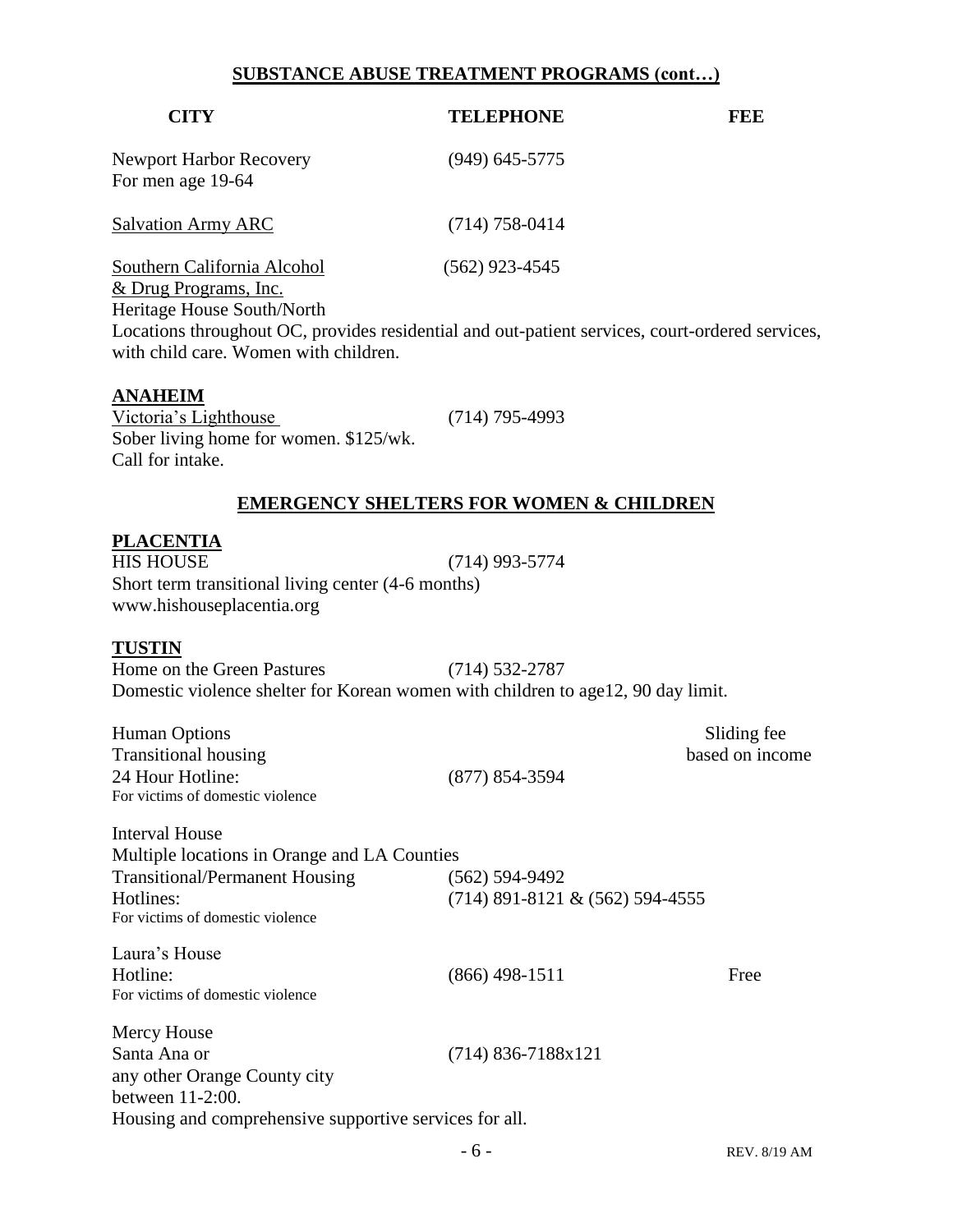## SUBSTANCE ABUSE TREATMENT PROGRAMS (cont…)

| CITY | TELEPHONE | FEE |
|---|---|---|
| Newport Harbor Recovery<br>For men age 19-64 | (949) 645-5775 | |
| Salvation Army ARC | (714) 758-0414 | |
| Southern California Alcohol & Drug Programs, Inc.<br>Heritage House South/North | (562) 923-4545 | |

Locations throughout OC, provides residential and out-patient services, court-ordered services, with child care. Women with children.

### ANAHEIM

Victoria's Lighthouse (714) 795-4993
Sober living home for women. $125/wk.
Call for intake.

## EMERGENCY SHELTERS FOR WOMEN & CHILDREN

### PLACENTIA

HIS HOUSE (714) 993-5774
Short term transitional living center (4-6 months)
www.hishouseplacentia.org

### TUSTIN

Home on the Green Pastures (714) 532-2787
Domestic violence shelter for Korean women with children to age12, 90 day limit.

Human Options
Transitional housing — Sliding fee based on income
24 Hour Hotline: (877) 854-3594
For victims of domestic violence

Interval House
Multiple locations in Orange and LA Counties
Transitional/Permanent Housing (562) 594-9492
Hotlines: (714) 891-8121 & (562) 594-4555
For victims of domestic violence

Laura's House
Hotline: (866) 498-1511 — Free
For victims of domestic violence

Mercy House
Santa Ana or any other Orange County city between 11-2:00. (714) 836-7188x121
Housing and comprehensive supportive services for all.

REV. 8/19 AM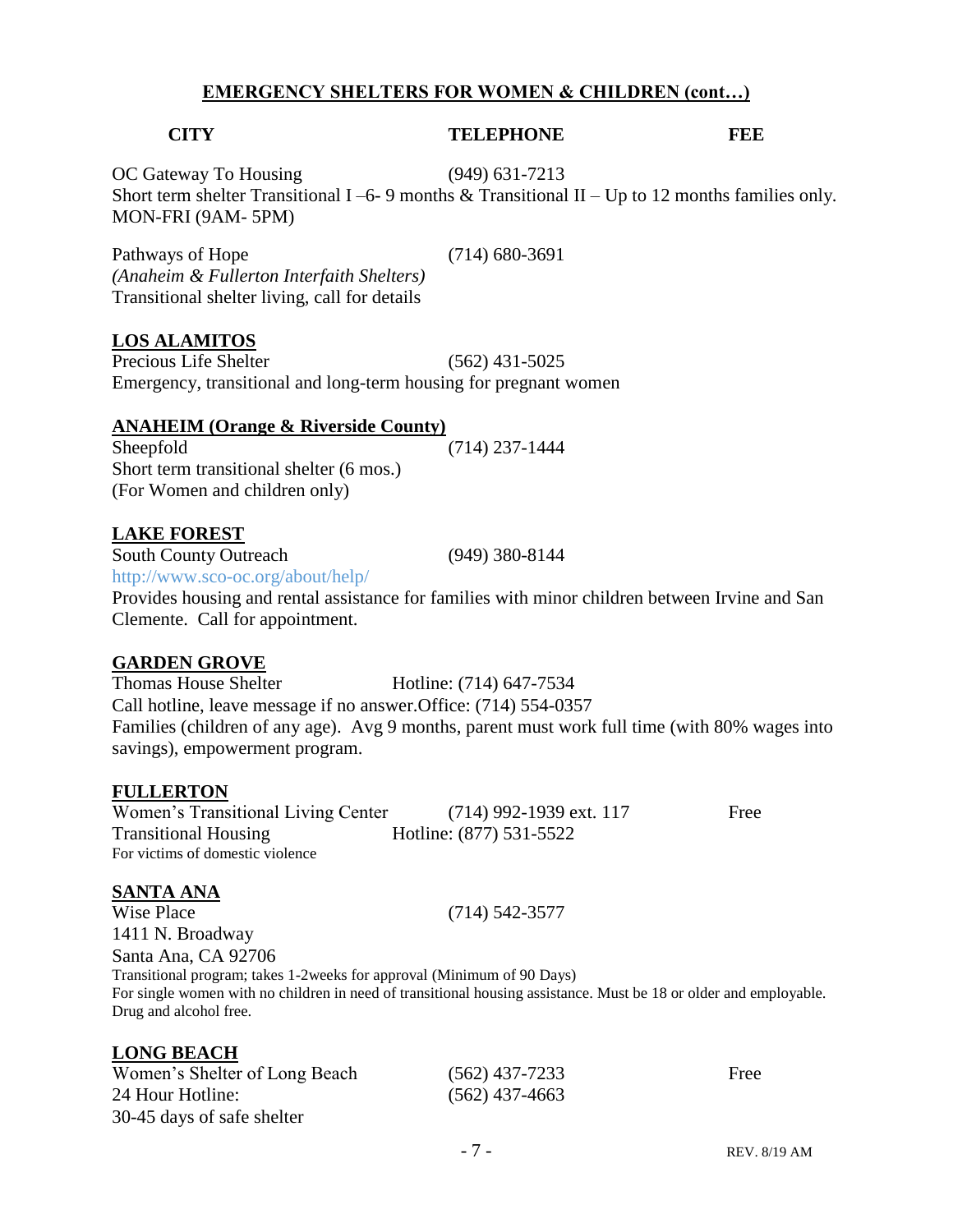## EMERGENCY SHELTERS FOR WOMEN & CHILDREN (cont…)

**CITY** | **TELEPHONE** | **FEE**

OC Gateway To Housing (949) 631-7213
Short term shelter Transitional I –6- 9 months & Transitional II – Up to 12 months families only. MON-FRI (9AM- 5PM)

Pathways of Hope (714) 680-3691
*(Anaheim & Fullerton Interfaith Shelters)*
Transitional shelter living, call for details

### LOS ALAMITOS

Precious Life Shelter (562) 431-5025
Emergency, transitional and long-term housing for pregnant women

### ANAHEIM (Orange & Riverside County)

Sheepfold (714) 237-1444
Short term transitional shelter (6 mos.)
(For Women and children only)

### LAKE FOREST

South County Outreach (949) 380-8144
http://www.sco-oc.org/about/help/
Provides housing and rental assistance for families with minor children between Irvine and San Clemente. Call for appointment.

### GARDEN GROVE

Thomas House Shelter Hotline: (714) 647-7534
Call hotline, leave message if no answer.Office: (714) 554-0357
Families (children of any age). Avg 9 months, parent must work full time (with 80% wages into savings), empowerment program.

### FULLERTON

Women's Transitional Living Center (714) 992-1939 ext. 117 Free
Transitional Housing Hotline: (877) 531-5522
For victims of domestic violence

### SANTA ANA

Wise Place (714) 542-3577
1411 N. Broadway
Santa Ana, CA 92706
Transitional program; takes 1-2weeks for approval (Minimum of 90 Days)
For single women with no children in need of transitional housing assistance. Must be 18 or older and employable. Drug and alcohol free.

### LONG BEACH

Women's Shelter of Long Beach (562) 437-7233 Free
24 Hour Hotline: (562) 437-4663
30-45 days of safe shelter

REV. 8/19 AM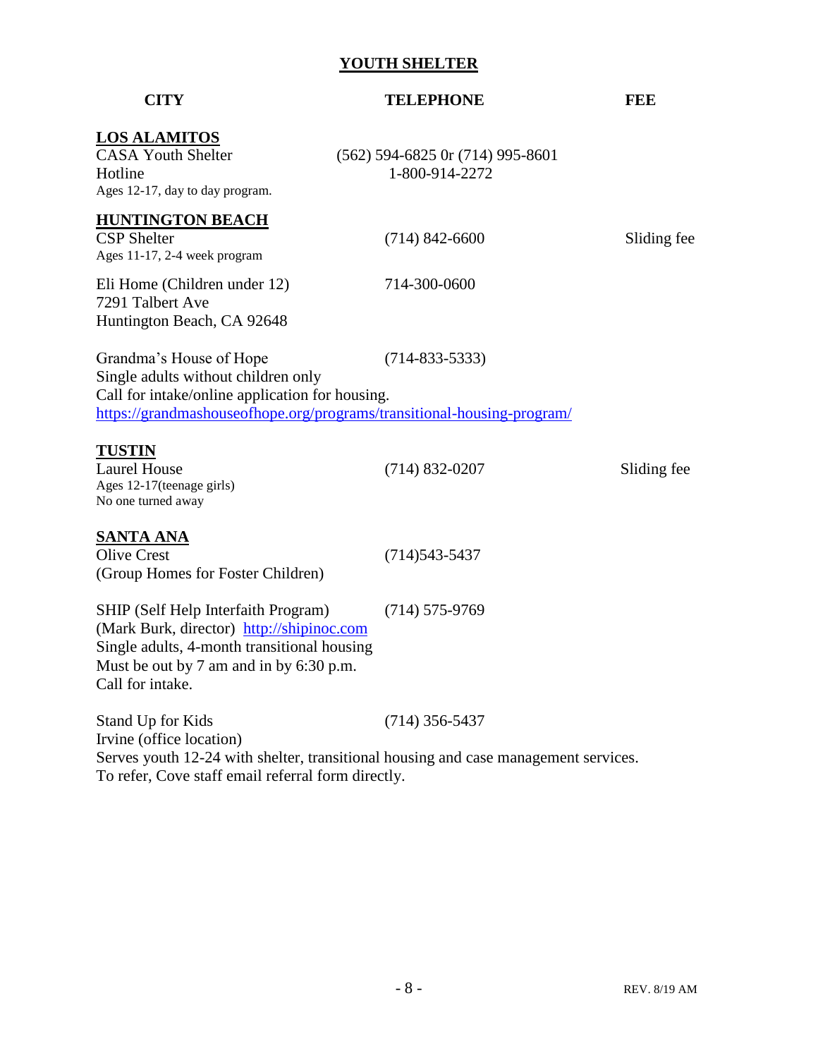## YOUTH SHELTER

| CITY | TELEPHONE | FEE |
|---|---|---|
| **LOS ALAMITOS** | | |
| CASA Youth Shelter | (562) 594-6825 0r (714) 995-8601 | |
| Hotline | 1-800-914-2272 | |
| Ages 12-17, day to day program. | | |
| **HUNTINGTON BEACH** | | |
| CSP Shelter | (714) 842-6600 | Sliding fee |
| Ages 11-17, 2-4 week program | | |
| Eli Home (Children under 12) | 714-300-0600 | |
| 7291 Talbert Ave | | |
| Huntington Beach, CA 92648 | | |
| Grandma's House of Hope | (714-833-5333) | |
| Single adults without children only | | |
| Call for intake/online application for housing. | | |
| https://grandmashouseofhope.org/programs/transitional-housing-program/ | | |
| **TUSTIN** | | |
| Laurel House | (714) 832-0207 | Sliding fee |
| Ages 12-17(teenage girls) | | |
| No one turned away | | |
| **SANTA ANA** | | |
| Olive Crest | (714)543-5437 | |
| (Group Homes for Foster Children) | | |
| SHIP (Self Help Interfaith Program) | (714) 575-9769 | |
| (Mark Burk, director) http://shipinoc.com | | |
| Single adults, 4-month transitional housing | | |
| Must be out by 7 am and in by 6:30 p.m. | | |
| Call for intake. | | |
| Stand Up for Kids | (714) 356-5437 | |
| Irvine (office location) | | |
| Serves youth 12-24 with shelter, transitional housing and case management services. | | |
| To refer, Cove staff email referral form directly. | | |

REV. 8/19 AM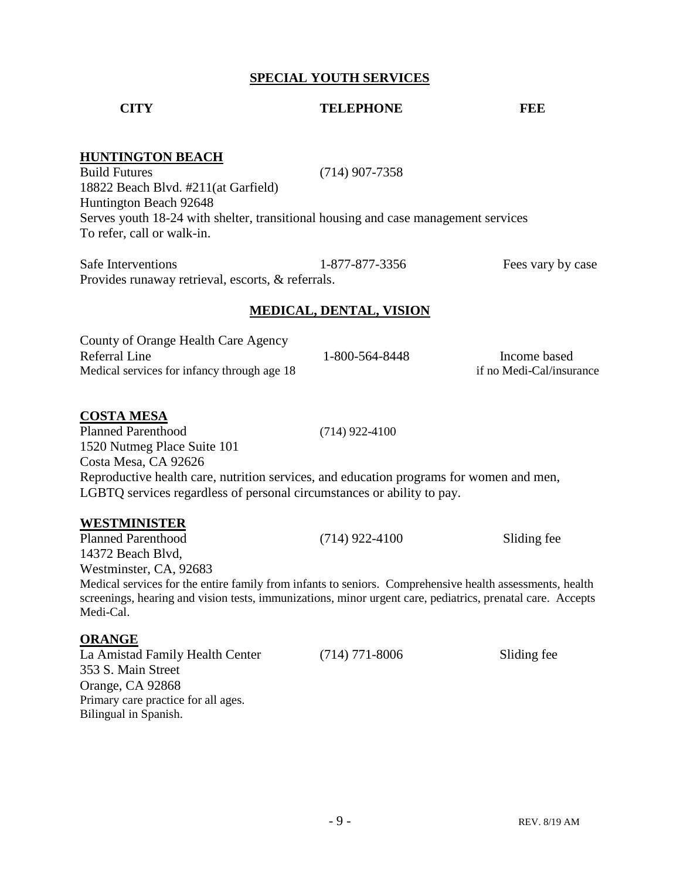## SPECIAL YOUTH SERVICES

| CITY | TELEPHONE | FEE |
|---|---|---|

### HUNTINGTON BEACH

Build Futures (714) 907-7358
18822 Beach Blvd. #211(at Garfield)
Huntington Beach 92648
Serves youth 18-24 with shelter, transitional housing and case management services
To refer, call or walk-in.

Safe Interventions 1-877-877-3356 Fees vary by case
Provides runaway retrieval, escorts, & referrals.

## MEDICAL, DENTAL, VISION

County of Orange Health Care Agency
Referral Line 1-800-564-8448 Income based
Medical services for infancy through age 18 if no Medi-Cal/insurance

### COSTA MESA

Planned Parenthood (714) 922-4100
1520 Nutmeg Place Suite 101
Costa Mesa, CA 92626
Reproductive health care, nutrition services, and education programs for women and men, LGBTQ services regardless of personal circumstances or ability to pay.

### WESTMINISTER

Planned Parenthood (714) 922-4100 Sliding fee
14372 Beach Blvd,
Westminster, CA, 92683
Medical services for the entire family from infants to seniors. Comprehensive health assessments, health screenings, hearing and vision tests, immunizations, minor urgent care, pediatrics, prenatal care. Accepts Medi-Cal.

### ORANGE

La Amistad Family Health Center (714) 771-8006 Sliding fee
353 S. Main Street
Orange, CA 92868
Primary care practice for all ages.
Bilingual in Spanish.

REV. 8/19 AM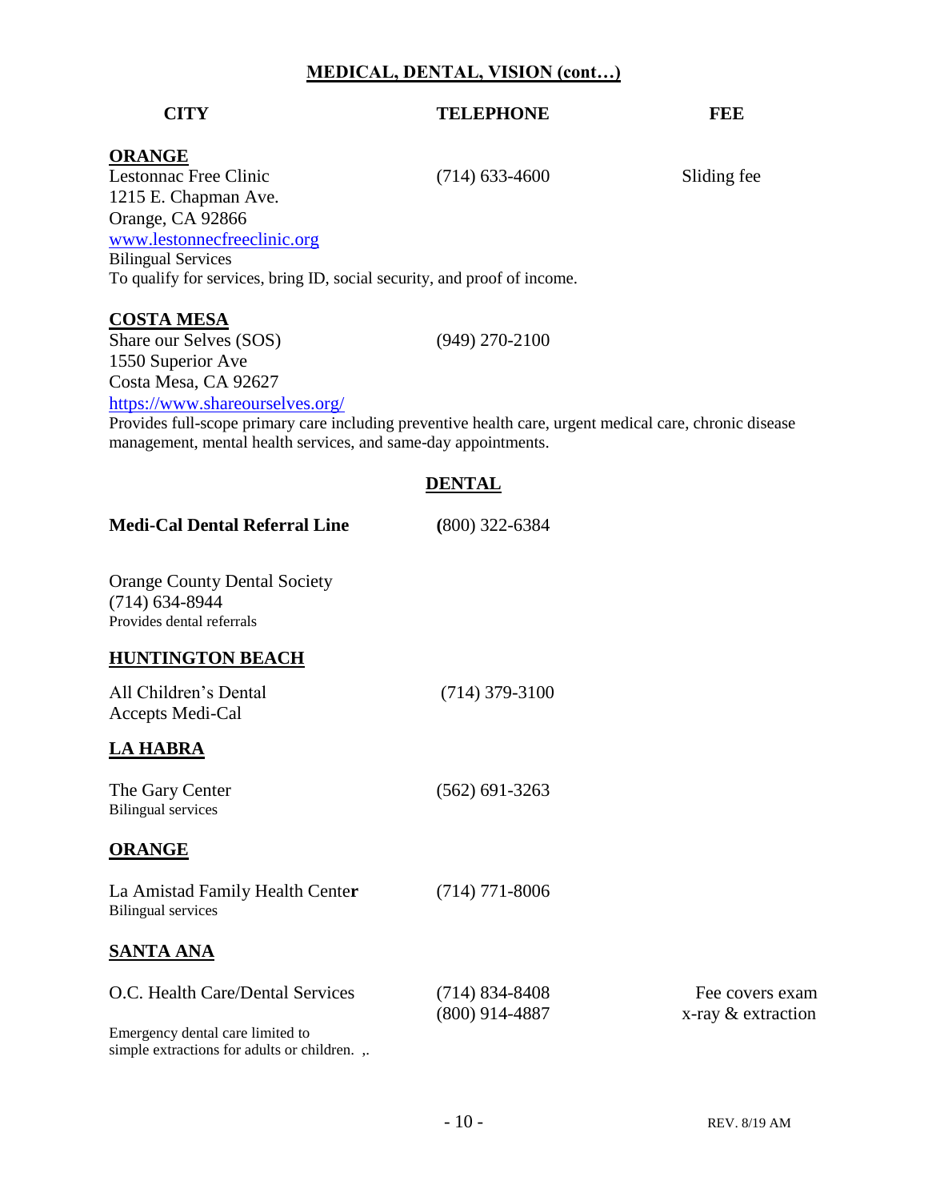## MEDICAL, DENTAL, VISION (cont…)

| CITY | TELEPHONE | FEE |
|---|---|---|
| **ORANGE** | | |
| Lestonnac Free Clinic<br>1215 E. Chapman Ave.<br>Orange, CA 92866<br>www.lestonnacfreeclinic.org<br>Bilingual Services | (714) 633-4600 | Sliding fee |

To qualify for services, bring ID, social security, and proof of income.

| | | |
|---|---|---|
| **COSTA MESA** | | |
| Share our Selves (SOS)<br>1550 Superior Ave<br>Costa Mesa, CA 92627<br>https://www.shareourselves.org/ | (949) 270-2100 | |

Provides full-scope primary care including preventive health care, urgent medical care, chronic disease management, mental health services, and same-day appointments.

## DENTAL

**Medi-Cal Dental Referral Line** (800) 322-6384

Orange County Dental Society
(714) 634-8944
Provides dental referrals

| | | |
|---|---|---|
| **HUNTINGTON BEACH** | | |
| All Children's Dental<br>Accepts Medi-Cal | (714) 379-3100 | |
| **LA HABRA** | | |
| The Gary Center<br>Bilingual services | (562) 691-3263 | |
| **ORANGE** | | |
| La Amistad Family Health Center<br>Bilingual services | (714) 771-8006 | |
| **SANTA ANA** | | |
| O.C. Health Care/Dental Services<br>Emergency dental care limited to simple extractions for adults or children. ,. | (714) 834-8408<br>(800) 914-4887 | Fee covers exam x-ray & extraction |

REV. 8/19 AM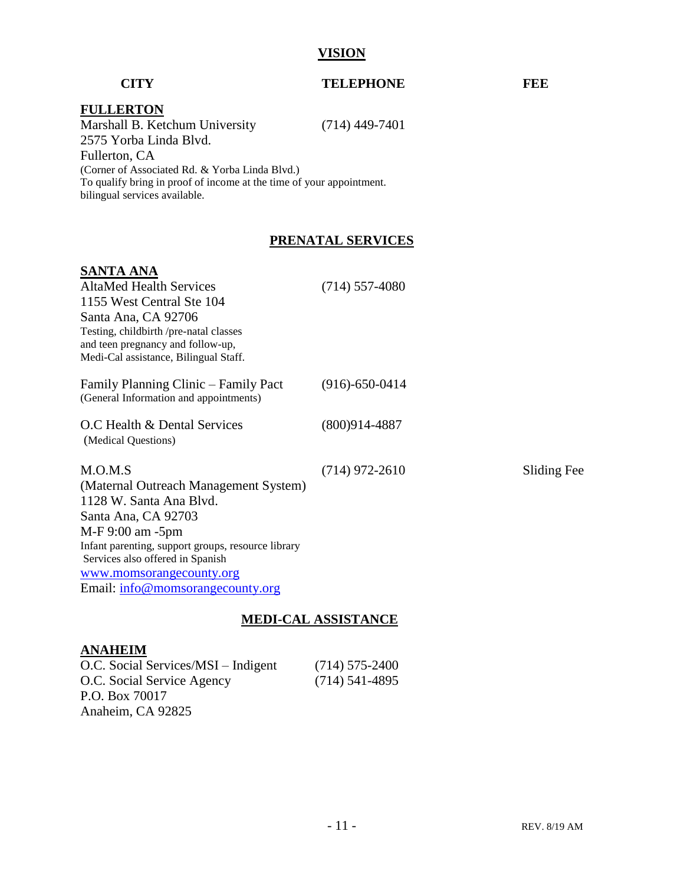## VISION

| CITY | TELEPHONE | FEE |
|---|---|---|

**FULLERTON**

Marshall B. Ketchum University — (714) 449-7401
2575 Yorba Linda Blvd.
Fullerton, CA
(Corner of Associated Rd. & Yorba Linda Blvd.)
To qualify bring in proof of income at the time of your appointment.
bilingual services available.

## PRENATAL SERVICES

**SANTA ANA**

AltaMed Health Services — (714) 557-4080
1155 West Central Ste 104
Santa Ana, CA 92706
Testing, childbirth /pre-natal classes
and teen pregnancy and follow-up,
Medi-Cal assistance, Bilingual Staff.

Family Planning Clinic – Family Pact — (916)-650-0414
(General Information and appointments)

O.C Health & Dental Services — (800)914-4887
(Medical Questions)

M.O.M.S — (714) 972-2610 — Sliding Fee
(Maternal Outreach Management System)
1128 W. Santa Ana Blvd.
Santa Ana, CA 92703
M-F 9:00 am -5pm
Infant parenting, support groups, resource library
Services also offered in Spanish
www.momsorangecounty.org
Email: info@momsorangecounty.org

## MEDI-CAL ASSISTANCE

**ANAHEIM**

O.C. Social Services/MSI – Indigent — (714) 575-2400
O.C. Social Service Agency — (714) 541-4895
P.O. Box 70017
Anaheim, CA 92825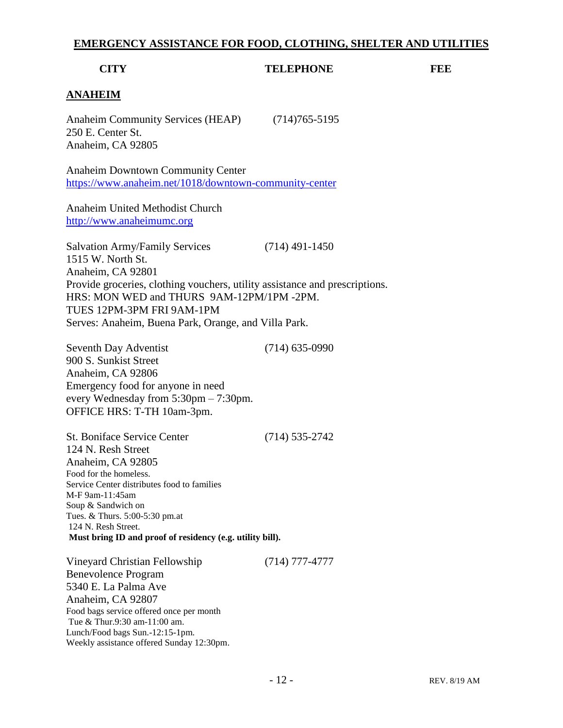## EMERGENCY ASSISTANCE FOR FOOD, CLOTHING, SHELTER AND UTILITIES

**CITY** **TELEPHONE** **FEE**

### ANAHEIM

Anaheim Community Services (HEAP) (714)765-5195
250 E. Center St.
Anaheim, CA 92805

Anaheim Downtown Community Center
https://www.anaheim.net/1018/downtown-community-center

Anaheim United Methodist Church
http://www.anaheimumc.org

Salvation Army/Family Services (714) 491-1450
1515 W. North St.
Anaheim, CA 92801
Provide groceries, clothing vouchers, utility assistance and prescriptions.
HRS: MON WED and THURS 9AM-12PM/1PM -2PM.
TUES 12PM-3PM FRI 9AM-1PM
Serves: Anaheim, Buena Park, Orange, and Villa Park.

Seventh Day Adventist (714) 635-0990
900 S. Sunkist Street
Anaheim, CA 92806
Emergency food for anyone in need
every Wednesday from 5:30pm – 7:30pm.
OFFICE HRS: T-TH 10am-3pm.

St. Boniface Service Center (714) 535-2742
124 N. Resh Street
Anaheim, CA 92805
Food for the homeless.
Service Center distributes food to families
M-F 9am-11:45am
Soup & Sandwich on
Tues. & Thurs. 5:00-5:30 pm.at
124 N. Resh Street.
**Must bring ID and proof of residency (e.g. utility bill).**

Vineyard Christian Fellowship (714) 777-4777
Benevolence Program
5340 E. La Palma Ave
Anaheim, CA 92807
Food bags service offered once per month
Tue & Thur.9:30 am-11:00 am.
Lunch/Food bags Sun.-12:15-1pm.
Weekly assistance offered Sunday 12:30pm.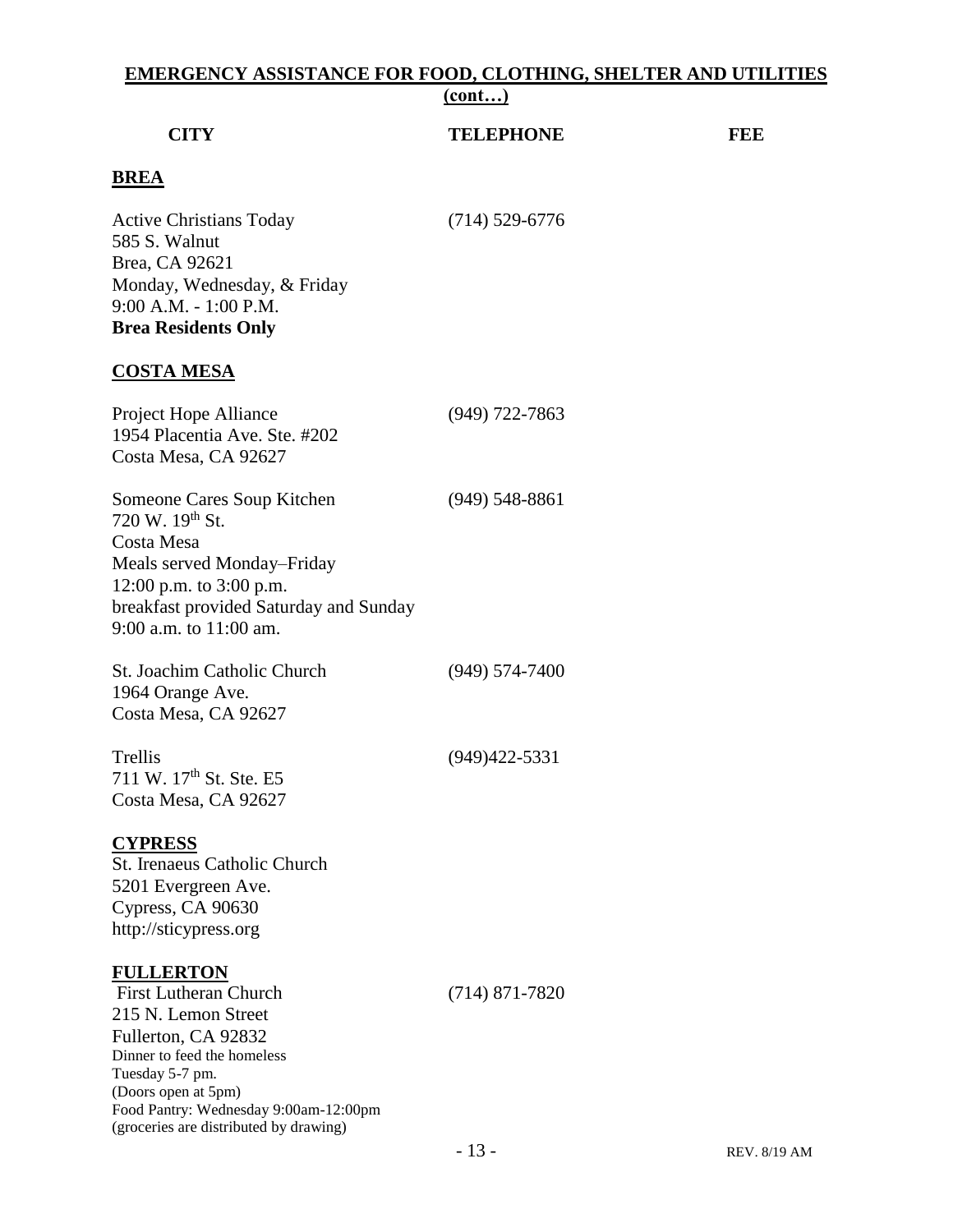## EMERGENCY ASSISTANCE FOR FOOD, CLOTHING, SHELTER AND UTILITIES (cont…)

| CITY | TELEPHONE | FEE |
|---|---|---|

### BREA

Active Christians Today — (714) 529-6776
585 S. Walnut
Brea, CA 92621
Monday, Wednesday, & Friday
9:00 A.M. - 1:00 P.M.
**Brea Residents Only**

### COSTA MESA

Project Hope Alliance — (949) 722-7863
1954 Placentia Ave. Ste. #202
Costa Mesa, CA 92627

Someone Cares Soup Kitchen — (949) 548-8861
720 W. 19th St.
Costa Mesa
Meals served Monday–Friday
12:00 p.m. to 3:00 p.m.
breakfast provided Saturday and Sunday
9:00 a.m. to 11:00 am.

St. Joachim Catholic Church — (949) 574-7400
1964 Orange Ave.
Costa Mesa, CA 92627

Trellis — (949)422-5331
711 W. 17th St. Ste. E5
Costa Mesa, CA 92627

### CYPRESS

St. Irenaeus Catholic Church
5201 Evergreen Ave.
Cypress, CA 90630
http://sticypress.org

### FULLERTON

First Lutheran Church — (714) 871-7820
215 N. Lemon Street
Fullerton, CA 92832
Dinner to feed the homeless
Tuesday 5-7 pm.
(Doors open at 5pm)
Food Pantry: Wednesday 9:00am-12:00pm
(groceries are distributed by drawing)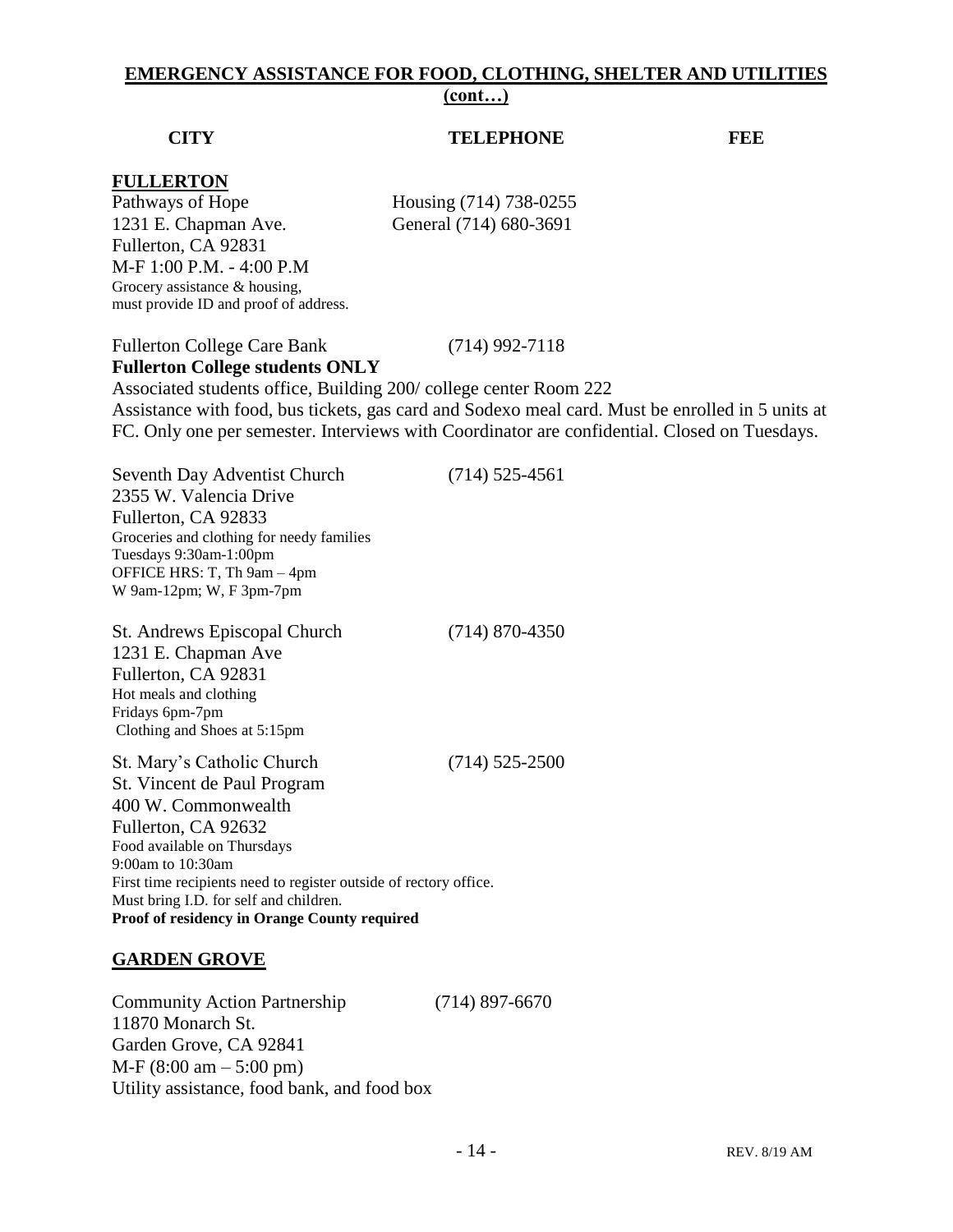## EMERGENCY ASSISTANCE FOR FOOD, CLOTHING, SHELTER AND UTILITIES (cont…)

**CITY** **TELEPHONE** **FEE**

### FULLERTON

Pathways of Hope — Housing (714) 738-0255, General (714) 680-3691
1231 E. Chapman Ave.
Fullerton, CA 92831
M-F 1:00 P.M. - 4:00 P.M
Grocery assistance & housing,
must provide ID and proof of address.

Fullerton College Care Bank — (714) 992-7118
**Fullerton College students ONLY**
Associated students office, Building 200/ college center Room 222
Assistance with food, bus tickets, gas card and Sodexo meal card. Must be enrolled in 5 units at FC. Only one per semester. Interviews with Coordinator are confidential. Closed on Tuesdays.

Seventh Day Adventist Church — (714) 525-4561
2355 W. Valencia Drive
Fullerton, CA 92833
Groceries and clothing for needy families
Tuesdays 9:30am-1:00pm
OFFICE HRS: T, Th 9am – 4pm
W 9am-12pm; W, F 3pm-7pm

St. Andrews Episcopal Church — (714) 870-4350
1231 E. Chapman Ave
Fullerton, CA 92831
Hot meals and clothing
Fridays 6pm-7pm
Clothing and Shoes at 5:15pm

St. Mary's Catholic Church — (714) 525-2500
St. Vincent de Paul Program
400 W. Commonwealth
Fullerton, CA 92632
Food available on Thursdays
9:00am to 10:30am
First time recipients need to register outside of rectory office.
Must bring I.D. for self and children.
**Proof of residency in Orange County required**

### GARDEN GROVE

Community Action Partnership — (714) 897-6670
11870 Monarch St.
Garden Grove, CA 92841
M-F (8:00 am – 5:00 pm)
Utility assistance, food bank, and food box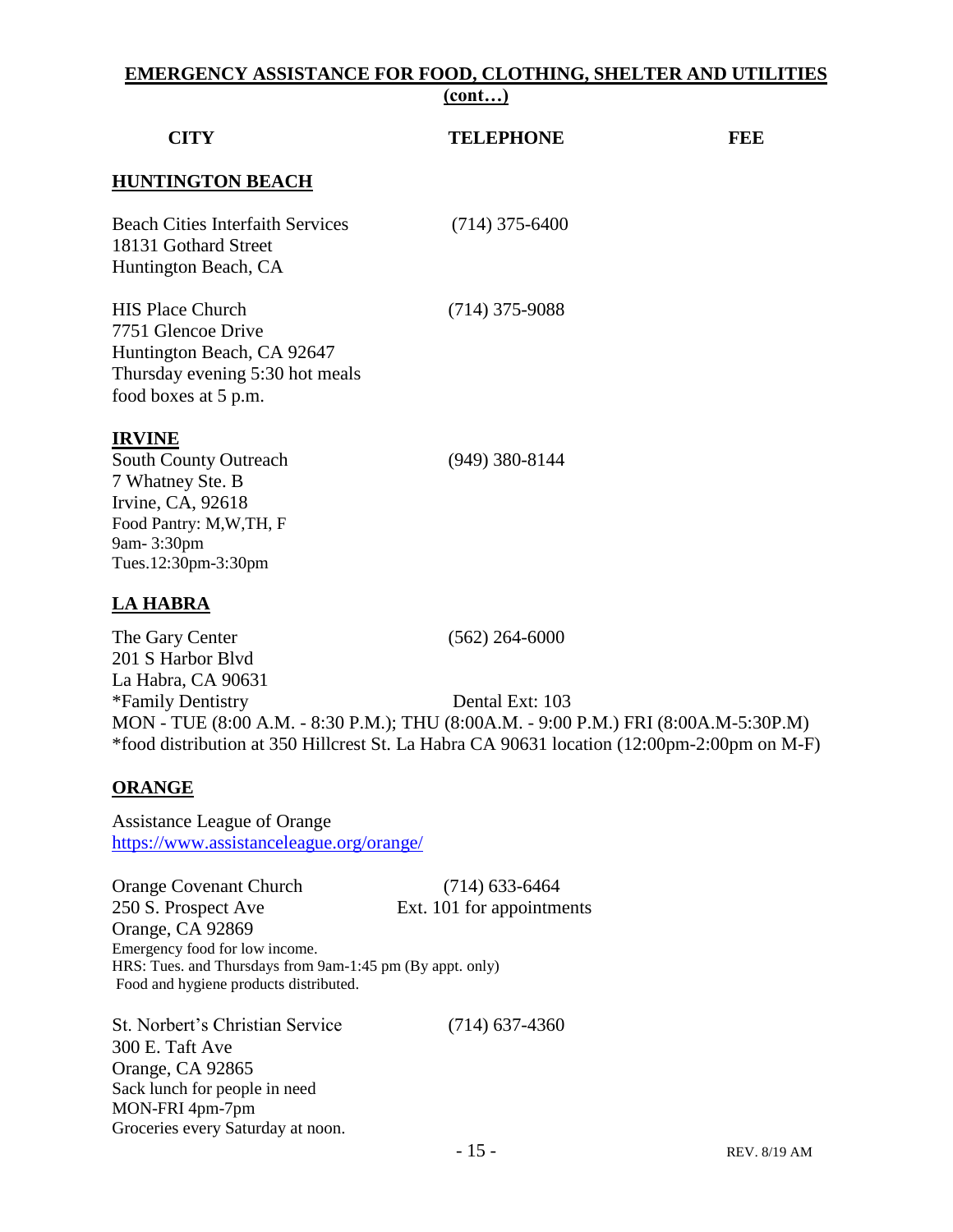## EMERGENCY ASSISTANCE FOR FOOD, CLOTHING, SHELTER AND UTILITIES (cont…)

| CITY | TELEPHONE | FEE |
|---|---|---|

### HUNTINGTON BEACH

| | | |
|---|---|---|
| Beach Cities Interfaith Services<br>18131 Gothard Street<br>Huntington Beach, CA | (714) 375-6400 | |
| HIS Place Church<br>7751 Glencoe Drive<br>Huntington Beach, CA 92647<br>Thursday evening 5:30 hot meals<br>food boxes at 5 p.m. | (714) 375-9088 | |

### IRVINE

| | | |
|---|---|---|
| South County Outreach<br>7 Whatney Ste. B<br>Irvine, CA, 92618<br>Food Pantry: M,W,TH, F<br>9am- 3:30pm<br>Tues.12:30pm-3:30pm | (949) 380-8144 | |

### LA HABRA

| | | |
|---|---|---|
| The Gary Center<br>201 S Harbor Blvd<br>La Habra, CA 90631<br>*Family Dentistry | (562) 264-6000<br><br><br>Dental Ext: 103 | |

MON - TUE (8:00 A.M. - 8:30 P.M.); THU (8:00A.M. - 9:00 P.M.) FRI (8:00A.M-5:30P.M)
*food distribution at 350 Hillcrest St. La Habra CA 90631 location (12:00pm-2:00pm on M-F)

### ORANGE

Assistance League of Orange
https://www.assistanceleague.org/orange/

| | | |
|---|---|---|
| Orange Covenant Church<br>250 S. Prospect Ave<br>Orange, CA 92869<br>Emergency food for low income.<br>HRS: Tues. and Thursdays from 9am-1:45 pm (By appt. only)<br>Food and hygiene products distributed. | (714) 633-6464<br>Ext. 101 for appointments | |
| St. Norbert's Christian Service<br>300 E. Taft Ave<br>Orange, CA 92865<br>Sack lunch for people in need<br>MON-FRI 4pm-7pm<br>Groceries every Saturday at noon. | (714) 637-4360 | |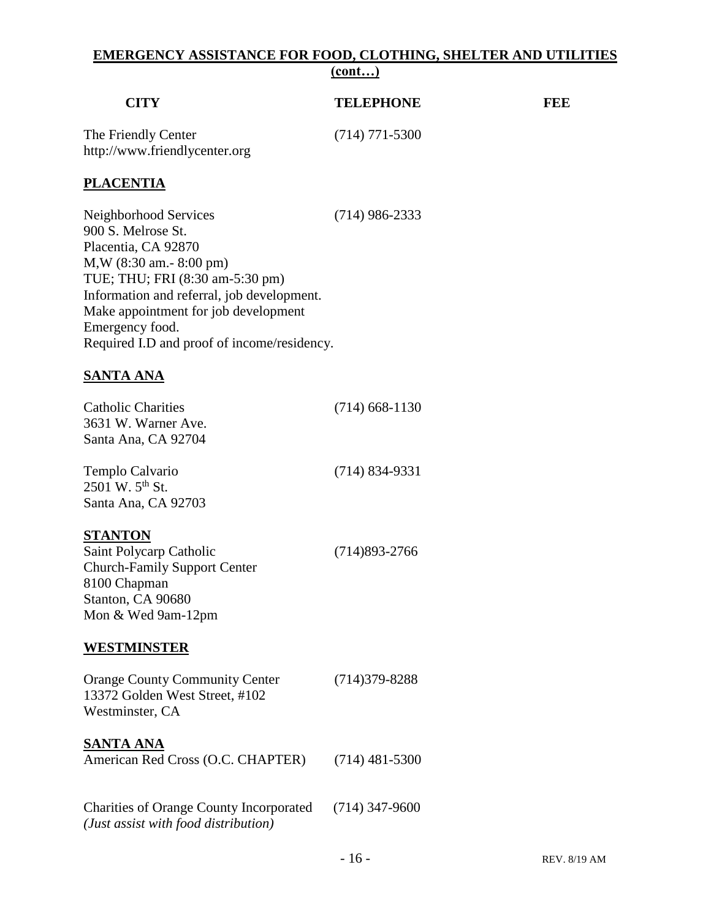## EMERGENCY ASSISTANCE FOR FOOD, CLOTHING, SHELTER AND UTILITIES (cont…)

| CITY | TELEPHONE | FEE |
|---|---|---|
| The Friendly Center<br>http://www.friendlycenter.org | (714) 771-5300 | |
| **PLACENTIA** | | |
| Neighborhood Services<br>900 S. Melrose St.<br>Placentia, CA 92870<br>M,W (8:30 am.- 8:00 pm)<br>TUE; THU; FRI (8:30 am-5:30 pm)<br>Information and referral, job development.<br>Make appointment for job development<br>Emergency food.<br>Required I.D and proof of income/residency. | (714) 986-2333 | |
| **SANTA ANA** | | |
| Catholic Charities<br>3631 W. Warner Ave.<br>Santa Ana, CA 92704 | (714) 668-1130 | |
| Templo Calvario<br>2501 W. 5th St.<br>Santa Ana, CA 92703 | (714) 834-9331 | |
| **STANTON** | | |
| Saint Polycarp Catholic<br>Church-Family Support Center<br>8100 Chapman<br>Stanton, CA 90680<br>Mon & Wed 9am-12pm | (714)893-2766 | |
| **WESTMINSTER** | | |
| Orange County Community Center<br>13372 Golden West Street, #102<br>Westminster, CA | (714)379-8288 | |
| **SANTA ANA** | | |
| American Red Cross (O.C. CHAPTER) | (714) 481-5300 | |
| Charities of Orange County Incorporated<br>*(Just assist with food distribution)* | (714) 347-9600 | |

REV. 8/19 AM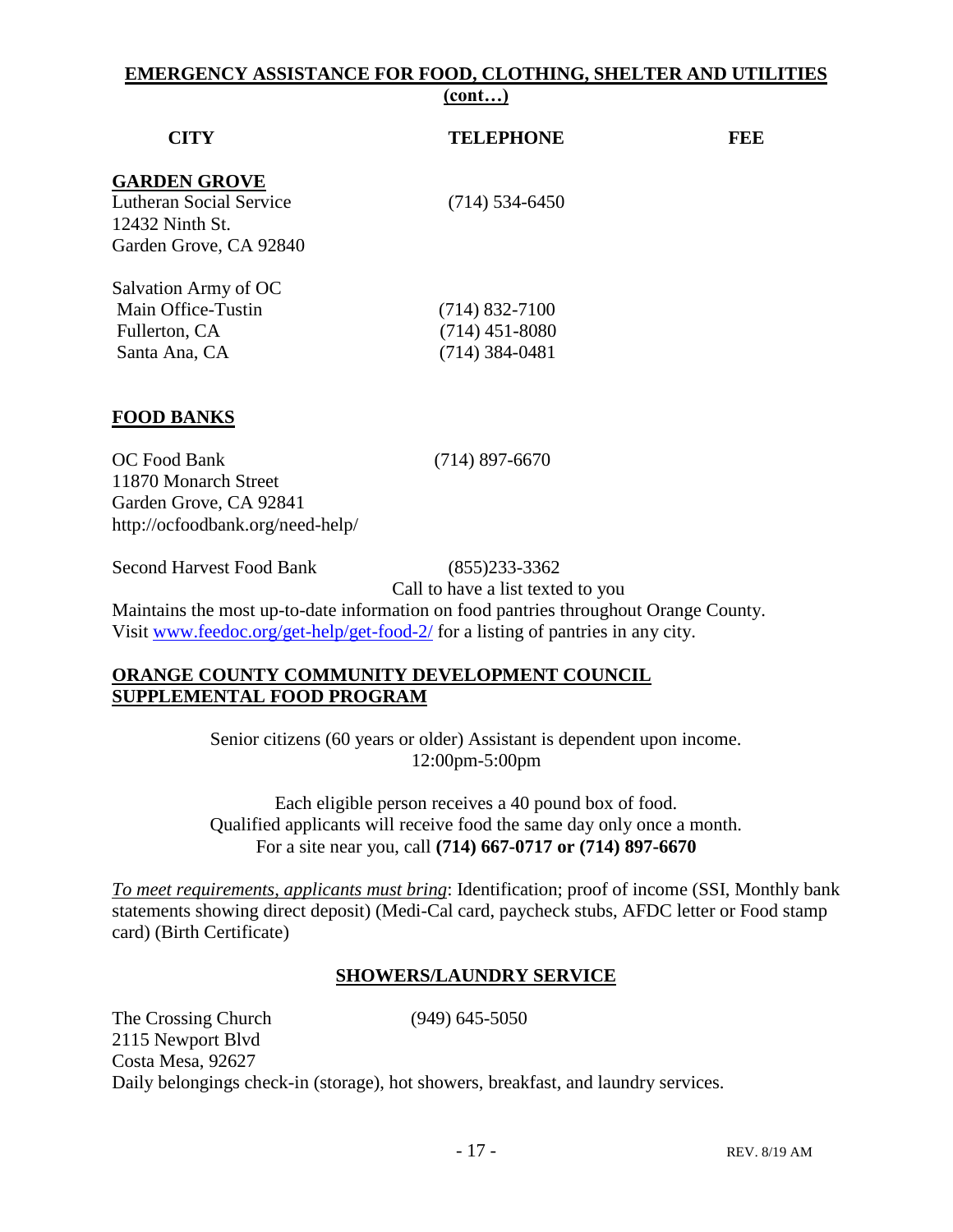## EMERGENCY ASSISTANCE FOR FOOD, CLOTHING, SHELTER AND UTILITIES (cont…)

| CITY | TELEPHONE | FEE |
|---|---|---|
| **GARDEN GROVE** | | |
| Lutheran Social Service<br>12432 Ninth St.<br>Garden Grove, CA 92840 | (714) 534-6450 | |
| Salvation Army of OC | | |
| Main Office-Tustin | (714) 832-7100 | |
| Fullerton, CA | (714) 451-8080 | |
| Santa Ana, CA | (714) 384-0481 | |

## FOOD BANKS

OC Food Bank (714) 897-6670
11870 Monarch Street
Garden Grove, CA 92841
http://ocfoodbank.org/need-help/

Second Harvest Food Bank (855)233-3362
Call to have a list texted to you

Maintains the most up-to-date information on food pantries throughout Orange County. Visit www.feedoc.org/get-help/get-food-2/ for a listing of pantries in any city.

## ORANGE COUNTY COMMUNITY DEVELOPMENT COUNCIL SUPPLEMENTAL FOOD PROGRAM

Senior citizens (60 years or older) Assistant is dependent upon income.
12:00pm-5:00pm

Each eligible person receives a 40 pound box of food.
Qualified applicants will receive food the same day only once a month.
For a site near you, call **(714) 667-0717 or (714) 897-6670**

*To meet requirements, applicants must bring*: Identification; proof of income (SSI, Monthly bank statements showing direct deposit) (Medi-Cal card, paycheck stubs, AFDC letter or Food stamp card) (Birth Certificate)

## SHOWERS/LAUNDRY SERVICE

The Crossing Church (949) 645-5050
2115 Newport Blvd
Costa Mesa, 92627
Daily belongings check-in (storage), hot showers, breakfast, and laundry services.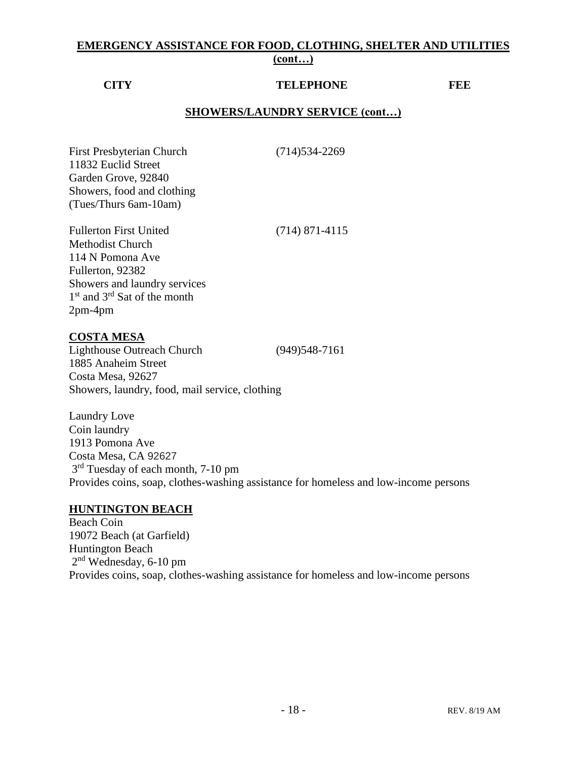## EMERGENCY ASSISTANCE FOR FOOD, CLOTHING, SHELTER AND UTILITIES (cont…)

**CITY** | **TELEPHONE** | **FEE**

### SHOWERS/LAUNDRY SERVICE (cont…)

First Presbyterian Church (714)534-2269
11832 Euclid Street
Garden Grove, 92840
Showers, food and clothing
(Tues/Thurs 6am-10am)

Fullerton First United (714) 871-4115
Methodist Church
114 N Pomona Ave
Fullerton, 92382
Showers and laundry services
1st and 3rd Sat of the month
2pm-4pm

**COSTA MESA**

Lighthouse Outreach Church (949)548-7161
1885 Anaheim Street
Costa Mesa, 92627
Showers, laundry, food, mail service, clothing

Laundry Love
Coin laundry
1913 Pomona Ave
Costa Mesa, CA 92627
3rd Tuesday of each month, 7-10 pm
Provides coins, soap, clothes-washing assistance for homeless and low-income persons

**HUNTINGTON BEACH**

Beach Coin
19072 Beach (at Garfield)
Huntington Beach
2nd Wednesday, 6-10 pm
Provides coins, soap, clothes-washing assistance for homeless and low-income persons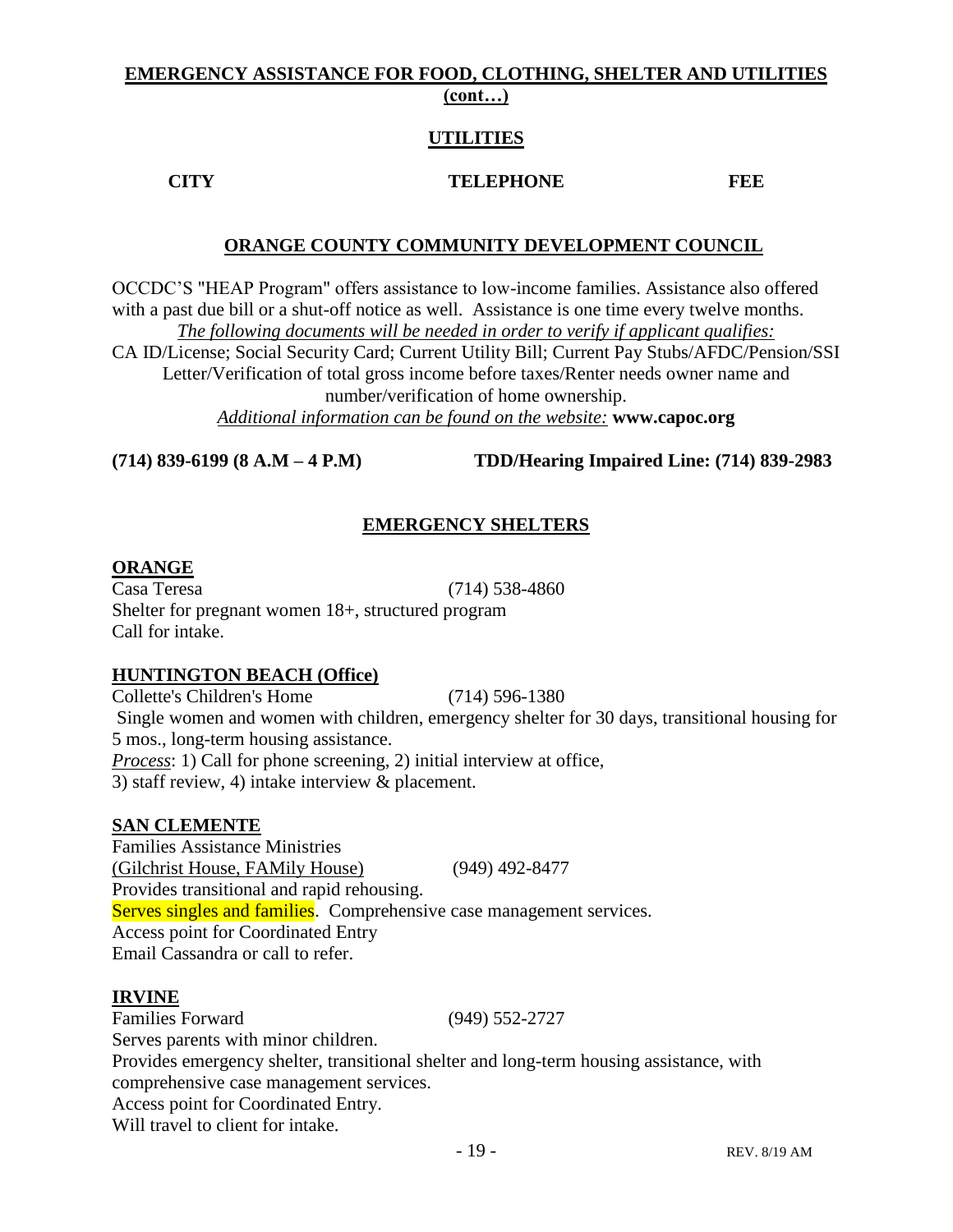## EMERGENCY ASSISTANCE FOR FOOD, CLOTHING, SHELTER AND UTILITIES (cont…)

### UTILITIES

**CITY** **TELEPHONE** **FEE**

### ORANGE COUNTY COMMUNITY DEVELOPMENT COUNCIL

OCCDC'S "HEAP Program" offers assistance to low-income families. Assistance also offered with a past due bill or a shut-off notice as well. Assistance is one time every twelve months.

*The following documents will be needed in order to verify if applicant qualifies:*

CA ID/License; Social Security Card; Current Utility Bill; Current Pay Stubs/AFDC/Pension/SSI Letter/Verification of total gross income before taxes/Renter needs owner name and number/verification of home ownership.

*Additional information can be found on the website:* **www.capoc.org**

**(714) 839-6199 (8 A.M – 4 P.M)** **TDD/Hearing Impaired Line: (714) 839-2983**

### EMERGENCY SHELTERS

**ORANGE**

Casa Teresa (714) 538-4860

Shelter for pregnant women 18+, structured program

Call for intake.

**HUNTINGTON BEACH (Office)**

Collette's Children's Home (714) 596-1380

Single women and women with children, emergency shelter for 30 days, transitional housing for 5 mos., long-term housing assistance.

*Process*: 1) Call for phone screening, 2) initial interview at office, 3) staff review, 4) intake interview & placement.

**SAN CLEMENTE**

Families Assistance Ministries

(Gilchrist House, FAMily House) (949) 492-8477

Provides transitional and rapid rehousing.

Serves singles and families. Comprehensive case management services.

Access point for Coordinated Entry

Email Cassandra or call to refer.

**IRVINE**

Families Forward (949) 552-2727

Serves parents with minor children.

Provides emergency shelter, transitional shelter and long-term housing assistance, with comprehensive case management services.

Access point for Coordinated Entry.

Will travel to client for intake.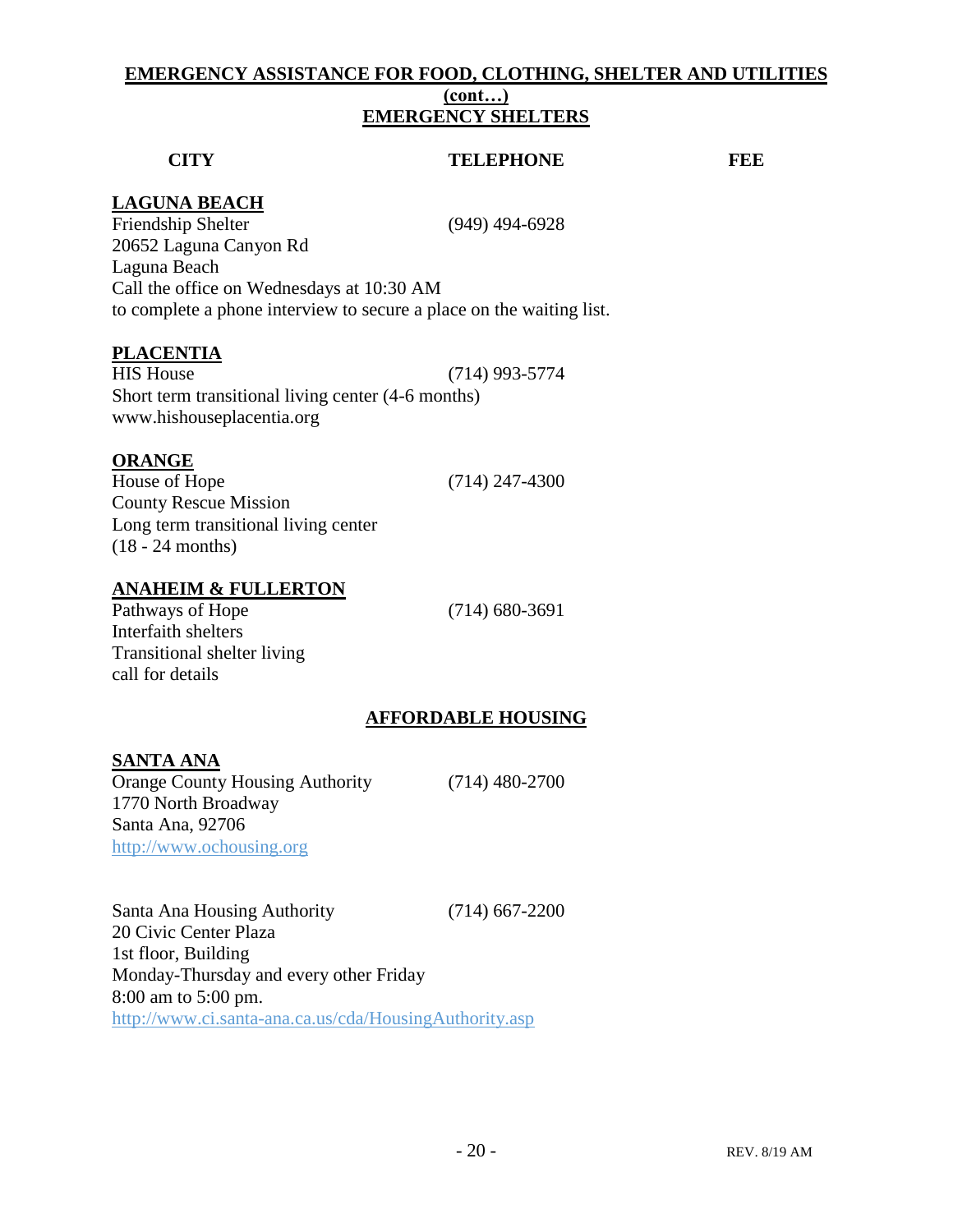## EMERGENCY ASSISTANCE FOR FOOD, CLOTHING, SHELTER AND UTILITIES (cont…)

### EMERGENCY SHELTERS

**CITY** | **TELEPHONE** | **FEE**

**LAGUNA BEACH**

Friendship Shelter (949) 494-6928
20652 Laguna Canyon Rd
Laguna Beach
Call the office on Wednesdays at 10:30 AM
to complete a phone interview to secure a place on the waiting list.

**PLACENTIA**

HIS House (714) 993-5774
Short term transitional living center (4-6 months)
www.hishouseplacentia.org

**ORANGE**

House of Hope (714) 247-4300
County Rescue Mission
Long term transitional living center
(18 - 24 months)

**ANAHEIM & FULLERTON**

Pathways of Hope (714) 680-3691
Interfaith shelters
Transitional shelter living
call for details

### AFFORDABLE HOUSING

**SANTA ANA**

Orange County Housing Authority (714) 480-2700
1770 North Broadway
Santa Ana, 92706
http://www.ochousing.org

Santa Ana Housing Authority (714) 667-2200
20 Civic Center Plaza
1st floor, Building
Monday-Thursday and every other Friday
8:00 am to 5:00 pm.
http://www.ci.santa-ana.ca.us/cda/HousingAuthority.asp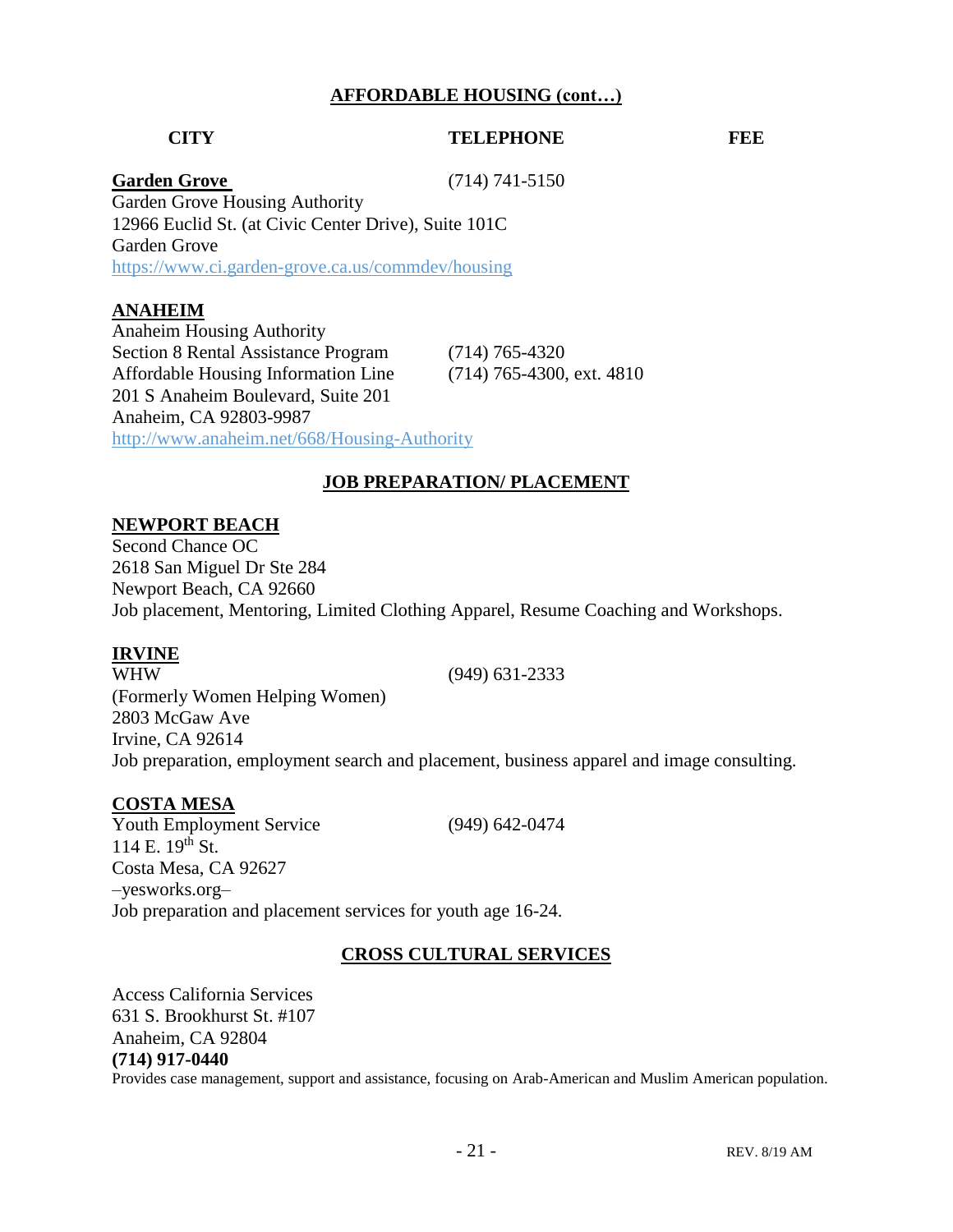## AFFORDABLE HOUSING (cont…)

| CITY | TELEPHONE | FEE |
|---|---|---|
| **Garden Grove** | (714) 741-5150 | |

Garden Grove Housing Authority
12966 Euclid St. (at Civic Center Drive), Suite 101C
Garden Grove
https://www.ci.garden-grove.ca.us/commdev/housing

**ANAHEIM**
Anaheim Housing Authority
Section 8 Rental Assistance Program (714) 765-4320
Affordable Housing Information Line (714) 765-4300, ext. 4810
201 S Anaheim Boulevard, Suite 201
Anaheim, CA 92803-9987
http://www.anaheim.net/668/Housing-Authority

## JOB PREPARATION/ PLACEMENT

**NEWPORT BEACH**
Second Chance OC
2618 San Miguel Dr Ste 284
Newport Beach, CA 92660
Job placement, Mentoring, Limited Clothing Apparel, Resume Coaching and Workshops.

**IRVINE**
WHW (949) 631-2333
(Formerly Women Helping Women)
2803 McGaw Ave
Irvine, CA 92614
Job preparation, employment search and placement, business apparel and image consulting.

**COSTA MESA**
Youth Employment Service (949) 642-0474
114 E. 19th St.
Costa Mesa, CA 92627
–yesworks.org–
Job preparation and placement services for youth age 16-24.

## CROSS CULTURAL SERVICES

Access California Services
631 S. Brookhurst St. #107
Anaheim, CA 92804
**(714) 917-0440**
Provides case management, support and assistance, focusing on Arab-American and Muslim American population.

REV. 8/19 AM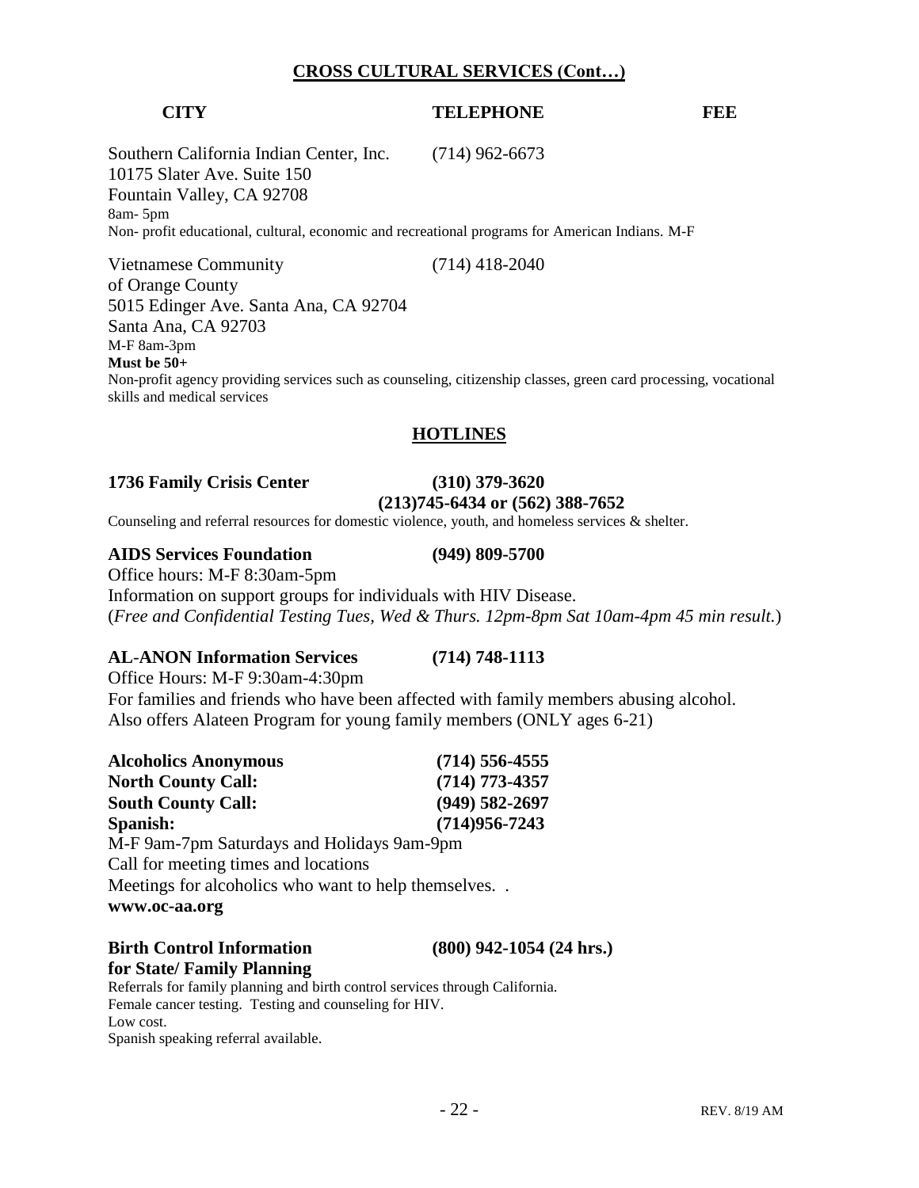## CROSS CULTURAL SERVICES (Cont…)

| CITY | TELEPHONE | FEE |
|---|---|---|

Southern California Indian Center, Inc. (714) 962-6673
10175 Slater Ave. Suite 150
Fountain Valley, CA 92708
8am- 5pm
Non- profit educational, cultural, economic and recreational programs for American Indians. M-F

Vietnamese Community (714) 418-2040
of Orange County
5015 Edinger Ave. Santa Ana, CA 92704
Santa Ana, CA 92703
M-F 8am-3pm
**Must be 50+**
Non-profit agency providing services such as counseling, citizenship classes, green card processing, vocational skills and medical services

## HOTLINES

**1736 Family Crisis Center (310) 379-3620**
**(213)745-6434 or (562) 388-7652**
Counseling and referral resources for domestic violence, youth, and homeless services & shelter.

**AIDS Services Foundation (949) 809-5700**
Office hours: M-F 8:30am-5pm
Information on support groups for individuals with HIV Disease.
(*Free and Confidential Testing Tues, Wed & Thurs. 12pm-8pm Sat 10am-4pm 45 min result.*)

**AL-ANON Information Services (714) 748-1113**
Office Hours: M-F 9:30am-4:30pm
For families and friends who have been affected with family members abusing alcohol.
Also offers Alateen Program for young family members (ONLY ages 6-21)

**Alcoholics Anonymous (714) 556-4555**
**North County Call: (714) 773-4357**
**South County Call: (949) 582-2697**
**Spanish: (714)956-7243**
M-F 9am-7pm Saturdays and Holidays 9am-9pm
Call for meeting times and locations
Meetings for alcoholics who want to help themselves. .
**www.oc-aa.org**

**Birth Control Information (800) 942-1054 (24 hrs.)**
**for State/ Family Planning**
Referrals for family planning and birth control services through California.
Female cancer testing. Testing and counseling for HIV.
Low cost.
Spanish speaking referral available.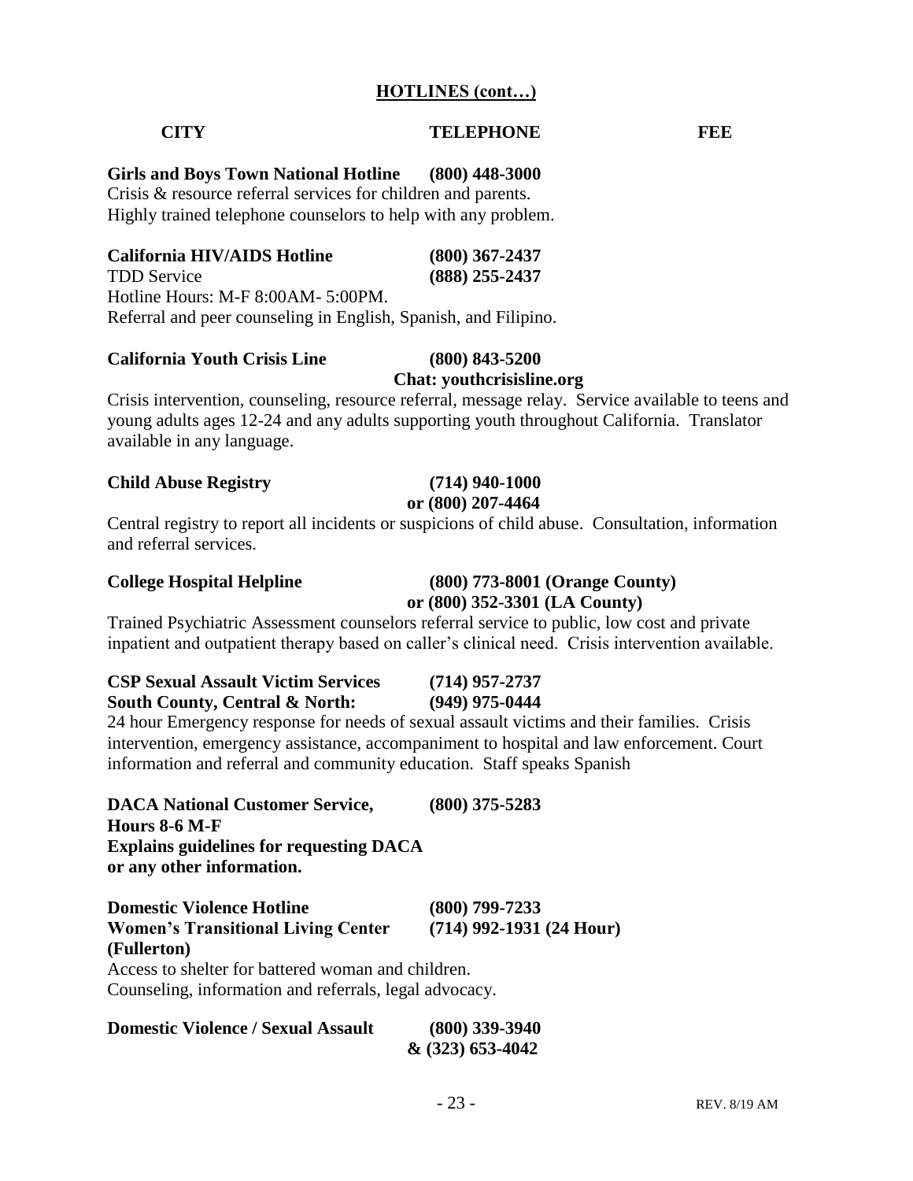## HOTLINES (cont…)

**CITY** | **TELEPHONE** | **FEE**

**Girls and Boys Town National Hotline (800) 448-3000**
Crisis & resource referral services for children and parents.
Highly trained telephone counselors to help with any problem.

**California HIV/AIDS Hotline (800) 367-2437**
TDD Service **(888) 255-2437**
Hotline Hours: M-F 8:00AM- 5:00PM.
Referral and peer counseling in English, Spanish, and Filipino.

**California Youth Crisis Line (800) 843-5200**
**Chat: youthcrisisline.org**
Crisis intervention, counseling, resource referral, message relay. Service available to teens and young adults ages 12-24 and any adults supporting youth throughout California. Translator available in any language.

**Child Abuse Registry (714) 940-1000**
**or (800) 207-4464**
Central registry to report all incidents or suspicions of child abuse. Consultation, information and referral services.

**College Hospital Helpline (800) 773-8001 (Orange County)**
**or (800) 352-3301 (LA County)**
Trained Psychiatric Assessment counselors referral service to public, low cost and private inpatient and outpatient therapy based on caller's clinical need. Crisis intervention available.

**CSP Sexual Assault Victim Services (714) 957-2737**
**South County, Central & North: (949) 975-0444**
24 hour Emergency response for needs of sexual assault victims and their families. Crisis intervention, emergency assistance, accompaniment to hospital and law enforcement. Court information and referral and community education. Staff speaks Spanish

**DACA National Customer Service, (800) 375-5283**
**Hours 8-6 M-F**
**Explains guidelines for requesting DACA or any other information.**

**Domestic Violence Hotline (800) 799-7233**
**Women's Transitional Living Center (714) 992-1931 (24 Hour)**
**(Fullerton)**
Access to shelter for battered woman and children.
Counseling, information and referrals, legal advocacy.

**Domestic Violence / Sexual Assault (800) 339-3940**
**& (323) 653-4042**

REV. 8/19 AM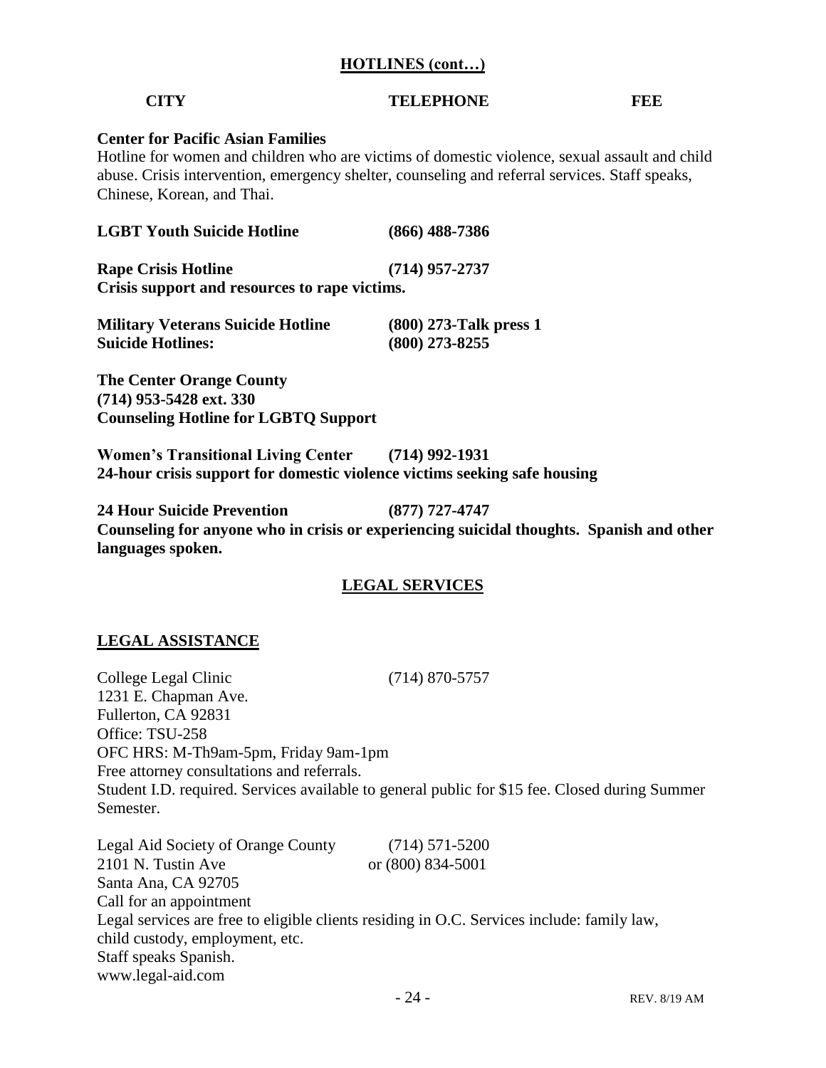## HOTLINES (cont…)

| CITY | TELEPHONE | FEE |
|---|---|---|

**Center for Pacific Asian Families**
Hotline for women and children who are victims of domestic violence, sexual assault and child abuse. Crisis intervention, emergency shelter, counseling and referral services. Staff speaks, Chinese, Korean, and Thai.

**LGBT Youth Suicide Hotline** **(866) 488-7386**

**Rape Crisis Hotline** **(714) 957-2737**
**Crisis support and resources to rape victims.**

**Military Veterans Suicide Hotline** **(800) 273-Talk press 1**
**Suicide Hotlines:** **(800) 273-8255**

**The Center Orange County**
**(714) 953-5428 ext. 330**
**Counseling Hotline for LGBTQ Support**

**Women's Transitional Living Center** **(714) 992-1931**
**24-hour crisis support for domestic violence victims seeking safe housing**

**24 Hour Suicide Prevention** **(877) 727-4747**
**Counseling for anyone who in crisis or experiencing suicidal thoughts. Spanish and other languages spoken.**

## LEGAL SERVICES

### LEGAL ASSISTANCE

College Legal Clinic (714) 870-5757
1231 E. Chapman Ave.
Fullerton, CA 92831
Office: TSU-258
OFC HRS: M-Th9am-5pm, Friday 9am-1pm
Free attorney consultations and referrals.
Student I.D. required. Services available to general public for $15 fee. Closed during Summer Semester.

Legal Aid Society of Orange County (714) 571-5200
2101 N. Tustin Ave or (800) 834-5001
Santa Ana, CA 92705
Call for an appointment
Legal services are free to eligible clients residing in O.C. Services include: family law, child custody, employment, etc.
Staff speaks Spanish.
www.legal-aid.com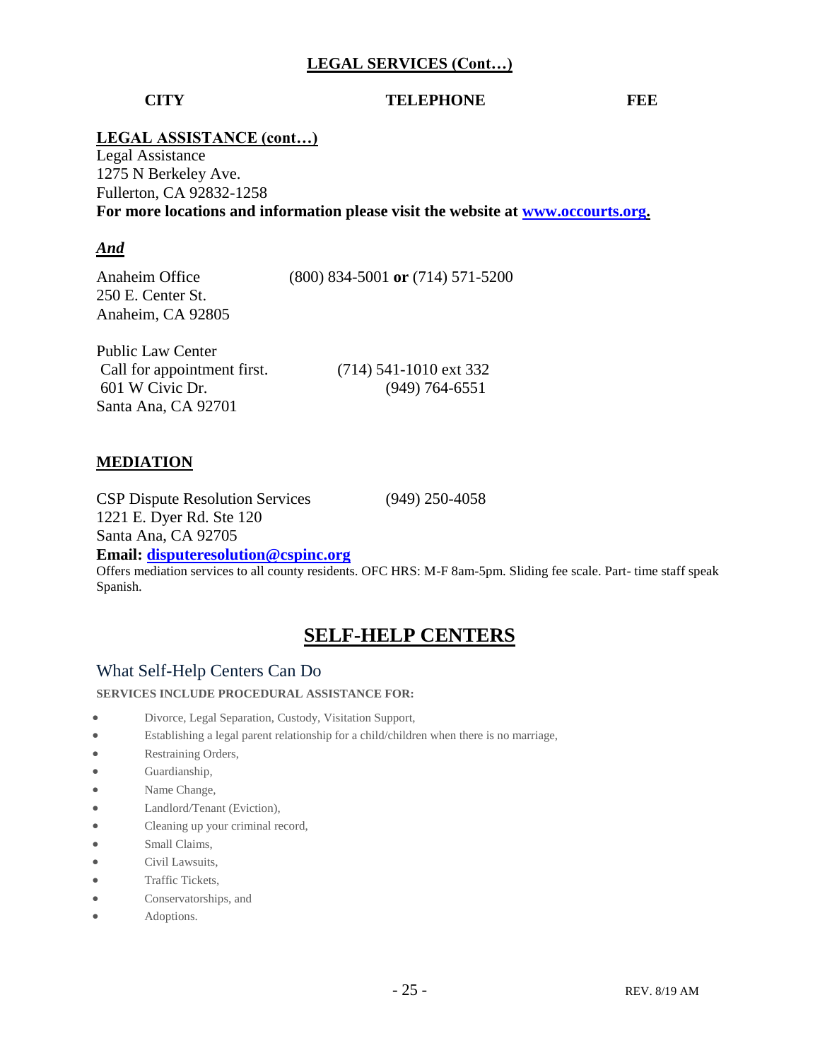## LEGAL SERVICES (Cont…)

| CITY | TELEPHONE | FEE |
| --- | --- | --- |

### LEGAL ASSISTANCE (cont…)

Legal Assistance
1275 N Berkeley Ave.
Fullerton, CA 92832-1258
**For more locations and information please visit the website at [www.occourts.org](http://www.occourts.org).**

***And***

Anaheim Office — (800) 834-5001 **or** (714) 571-5200
250 E. Center St.
Anaheim, CA 92805

Public Law Center
Call for appointment first. — (714) 541-1010 ext 332
601 W Civic Dr. — (949) 764-6551
Santa Ana, CA 92701

### MEDIATION

CSP Dispute Resolution Services — (949) 250-4058
1221 E. Dyer Rd. Ste 120
Santa Ana, CA 92705
**Email: [disputeresolution@cspinc.org](mailto:disputeresolution@cspinc.org)**
Offers mediation services to all county residents. OFC HRS: M-F 8am-5pm. Sliding fee scale. Part- time staff speak Spanish.

## SELF-HELP CENTERS

### What Self-Help Centers Can Do

**SERVICES INCLUDE PROCEDURAL ASSISTANCE FOR:**

- Divorce, Legal Separation, Custody, Visitation Support,
- Establishing a legal parent relationship for a child/children when there is no marriage,
- Restraining Orders,
- Guardianship,
- Name Change,
- Landlord/Tenant (Eviction),
- Cleaning up your criminal record,
- Small Claims,
- Civil Lawsuits,
- Traffic Tickets,
- Conservatorships, and
- Adoptions.

REV. 8/19 AM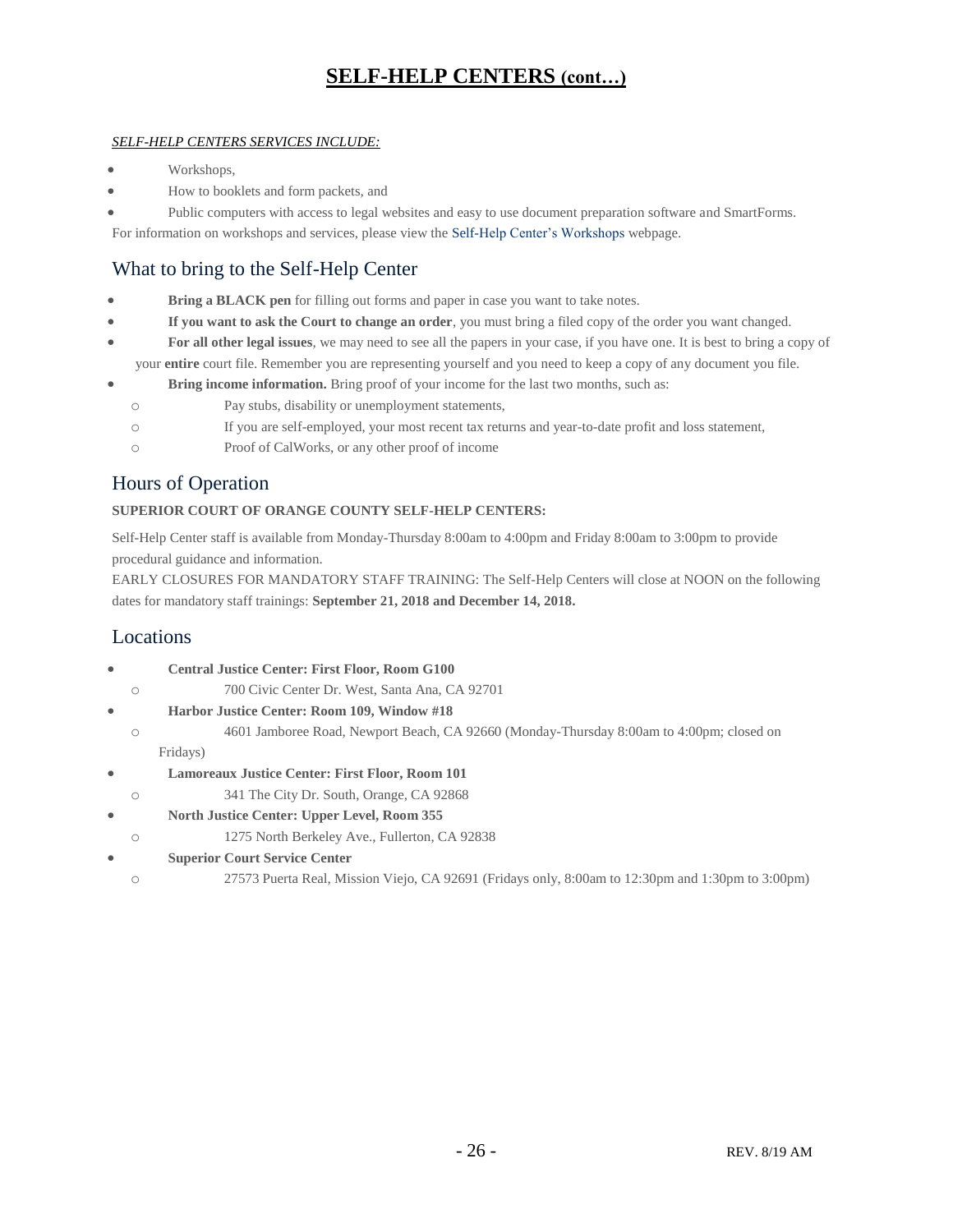# SELF-HELP CENTERS (cont…)

***SELF-HELP CENTERS SERVICES INCLUDE:***

- Workshops,
- How to booklets and form packets, and
- Public computers with access to legal websites and easy to use document preparation software and SmartForms.

For information on workshops and services, please view the Self-Help Center's Workshops webpage.

## What to bring to the Self-Help Center

- **Bring a BLACK pen** for filling out forms and paper in case you want to take notes.
- **If you want to ask the Court to change an order**, you must bring a filed copy of the order you want changed.
- **For all other legal issues**, we may need to see all the papers in your case, if you have one. It is best to bring a copy of your **entire** court file. Remember you are representing yourself and you need to keep a copy of any document you file.
- **Bring income information.** Bring proof of your income for the last two months, such as:
  - Pay stubs, disability or unemployment statements,
  - If you are self-employed, your most recent tax returns and year-to-date profit and loss statement,
  - Proof of CalWorks, or any other proof of income

## Hours of Operation

**SUPERIOR COURT OF ORANGE COUNTY SELF-HELP CENTERS:**

Self-Help Center staff is available from Monday-Thursday 8:00am to 4:00pm and Friday 8:00am to 3:00pm to provide procedural guidance and information.

EARLY CLOSURES FOR MANDATORY STAFF TRAINING: The Self-Help Centers will close at NOON on the following dates for mandatory staff trainings: **September 21, 2018 and December 14, 2018.**

## Locations

- **Central Justice Center: First Floor, Room G100**
  - 700 Civic Center Dr. West, Santa Ana, CA 92701
- **Harbor Justice Center: Room 109, Window #18**
  - 4601 Jamboree Road, Newport Beach, CA 92660 (Monday-Thursday 8:00am to 4:00pm; closed on Fridays)
- **Lamoreaux Justice Center: First Floor, Room 101**
  - 341 The City Dr. South, Orange, CA 92868
- **North Justice Center: Upper Level, Room 355**
  - 1275 North Berkeley Ave., Fullerton, CA 92838
- **Superior Court Service Center**
  - 27573 Puerta Real, Mission Viejo, CA 92691 (Fridays only, 8:00am to 12:30pm and 1:30pm to 3:00pm)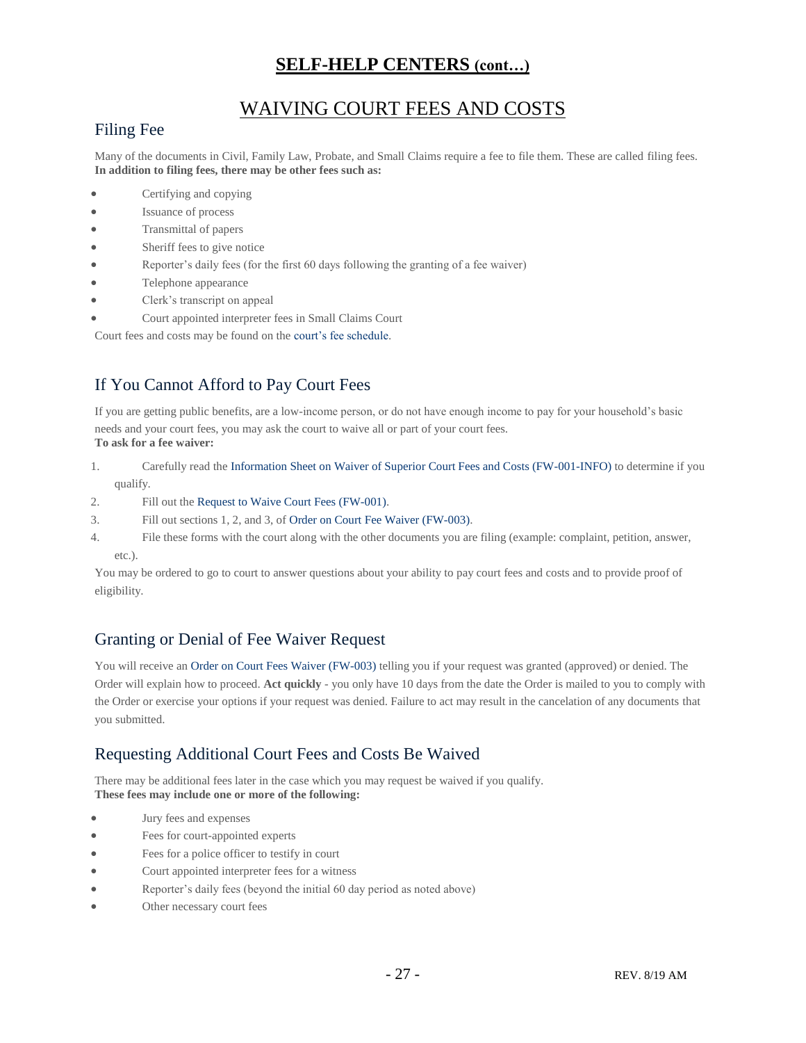# SELF-HELP CENTERS (cont…)

## WAIVING COURT FEES AND COSTS

### Filing Fee

Many of the documents in Civil, Family Law, Probate, and Small Claims require a fee to file them. These are called filing fees.
**In addition to filing fees, there may be other fees such as:**

- Certifying and copying
- Issuance of process
- Transmittal of papers
- Sheriff fees to give notice
- Reporter's daily fees (for the first 60 days following the granting of a fee waiver)
- Telephone appearance
- Clerk's transcript on appeal
- Court appointed interpreter fees in Small Claims Court

Court fees and costs may be found on the court's fee schedule.

### If You Cannot Afford to Pay Court Fees

If you are getting public benefits, are a low-income person, or do not have enough income to pay for your household's basic needs and your court fees, you may ask the court to waive all or part of your court fees.
**To ask for a fee waiver:**

1. Carefully read the Information Sheet on Waiver of Superior Court Fees and Costs (FW-001-INFO) to determine if you qualify.
2. Fill out the Request to Waive Court Fees (FW-001).
3. Fill out sections 1, 2, and 3, of Order on Court Fee Waiver (FW-003).
4. File these forms with the court along with the other documents you are filing (example: complaint, petition, answer, etc.).

You may be ordered to go to court to answer questions about your ability to pay court fees and costs and to provide proof of eligibility.

### Granting or Denial of Fee Waiver Request

You will receive an Order on Court Fees Waiver (FW-003) telling you if your request was granted (approved) or denied. The Order will explain how to proceed. **Act quickly** - you only have 10 days from the date the Order is mailed to you to comply with the Order or exercise your options if your request was denied. Failure to act may result in the cancelation of any documents that you submitted.

### Requesting Additional Court Fees and Costs Be Waived

There may be additional fees later in the case which you may request be waived if you qualify.
**These fees may include one or more of the following:**

- Jury fees and expenses
- Fees for court-appointed experts
- Fees for a police officer to testify in court
- Court appointed interpreter fees for a witness
- Reporter's daily fees (beyond the initial 60 day period as noted above)
- Other necessary court fees

REV. 8/19 AM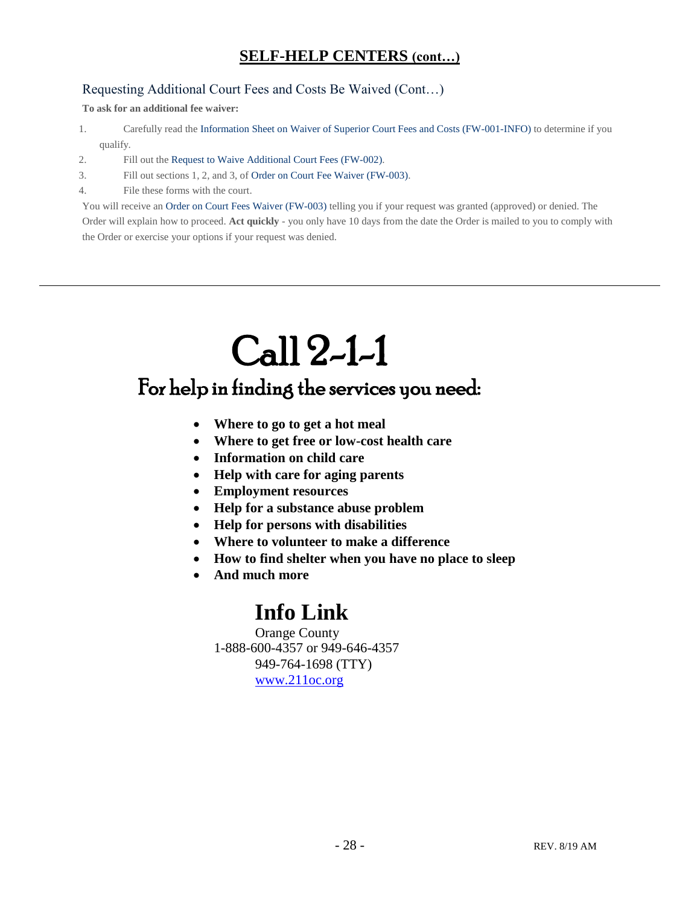## SELF-HELP CENTERS (cont…)

### Requesting Additional Court Fees and Costs Be Waived (Cont…)

**To ask for an additional fee waiver:**

1. Carefully read the Information Sheet on Waiver of Superior Court Fees and Costs (FW-001-INFO) to determine if you qualify.
2. Fill out the Request to Waive Additional Court Fees (FW-002).
3. Fill out sections 1, 2, and 3, of Order on Court Fee Waiver (FW-003).
4. File these forms with the court.

You will receive an Order on Court Fees Waiver (FW-003) telling you if your request was granted (approved) or denied. The Order will explain how to proceed. **Act quickly** - you only have 10 days from the date the Order is mailed to you to comply with the Order or exercise your options if your request was denied.

---

# Call 2-1-1

## For help in finding the services you need:

- **Where to go to get a hot meal**
- **Where to get free or low-cost health care**
- **Information on child care**
- **Help with care for aging parents**
- **Employment resources**
- **Help for a substance abuse problem**
- **Help for persons with disabilities**
- **Where to volunteer to make a difference**
- **How to find shelter when you have no place to sleep**
- **And much more**

## Info Link

Orange County
1-888-600-4357 or 949-646-4357
949-764-1698 (TTY)
www.211oc.org

REV. 8/19 AM